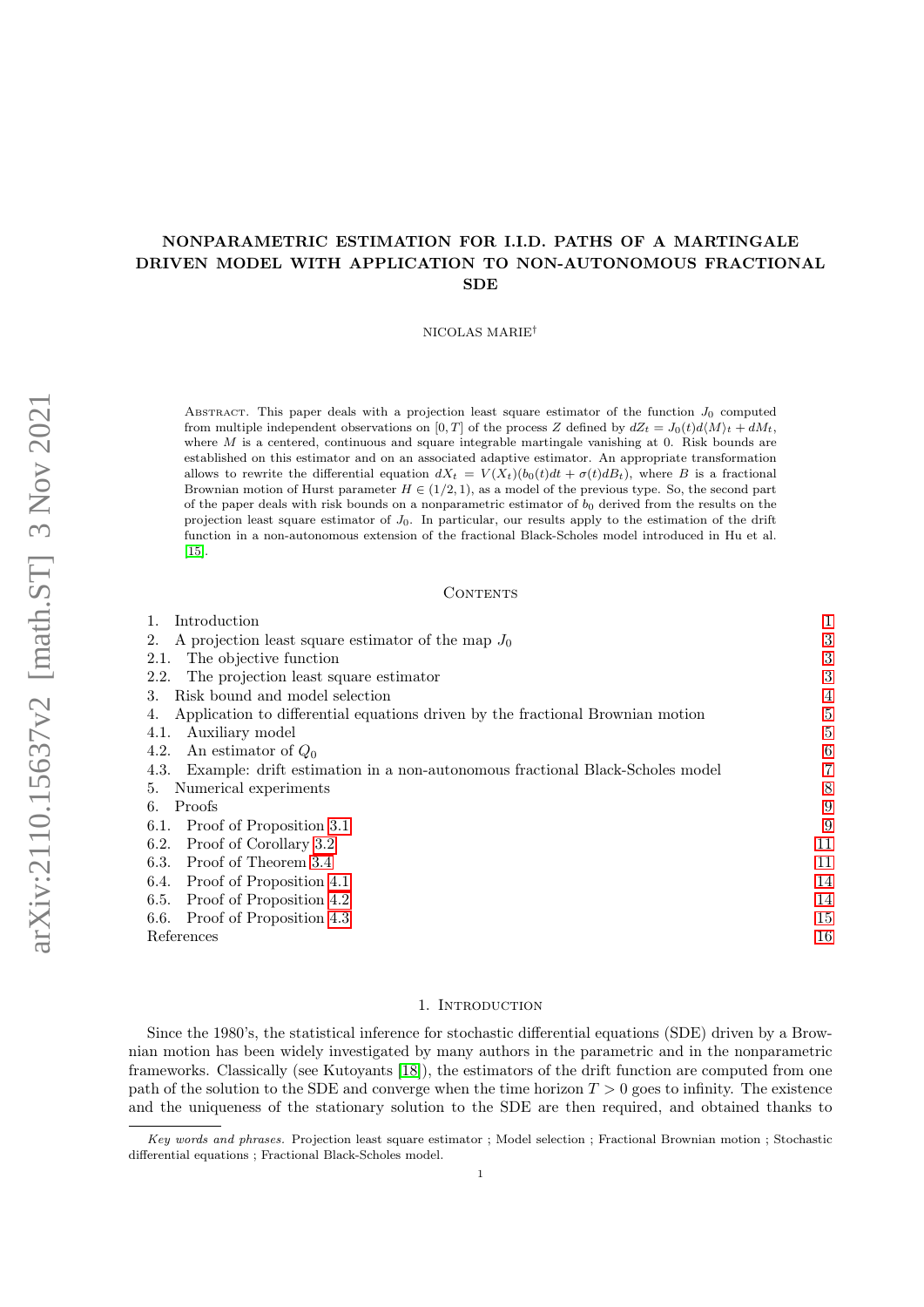# NONPARAMETRIC ESTIMATION FOR I.I.D. PATHS OF A MARTINGALE DRIVEN MODEL WITH APPLICATION TO NON-AUTONOMOUS FRACTIONAL SDE

NICOLAS MARIE†

Abstract. This paper deals with a projection least square estimator of the function $J_0$ computed from multiple independent observations on $[0,T]$ of the process $Z$ defined by $dZ_t = J_0(t)d\langle M\rangle_t + dM_t$, where $M$ is a centered, continuous and square integrable martingale vanishing at 0. Risk bounds are established on this estimator and on an associated adaptive estimator. An appropriate transformation allows to rewrite the differential equation $dX_t = V(X_t)(b_0(t)dt + \sigma(t)dB_t)$, where $B$ is a fractional Brownian motion of Hurst parameter $H \in (1/2, 1)$, as a model of the previous type. So, the second part of the paper deals with risk bounds on a nonparametric estimator of $b_0$ derived from the results on the projection least square estimator of $J_0$. In particular, our results apply to the estimation of the drift function in a non-autonomous extension of the fractional Black-Scholes model introduced in Hu et al. [15].

## Contents

1. Introduction — 1
2. A projection least square estimator of the map $J_0$ — 3
   - 2.1. The objective function — 3
   - 2.2. The projection least square estimator — 3
3. Risk bound and model selection — 4
4. Application to differential equations driven by the fractional Brownian motion — 5
   - 4.1. Auxiliary model — 5
   - 4.2. An estimator of $Q_0$ — 6
   - 4.3. Example: drift estimation in a non-autonomous fractional Black-Scholes model — 7
5. Numerical experiments — 8
6. Proofs — 9
   - 6.1. Proof of Proposition 3.1 — 9
   - 6.2. Proof of Corollary 3.2 — 11
   - 6.3. Proof of Theorem 3.4 — 11
   - 6.4. Proof of Proposition 4.1 — 14
   - 6.5. Proof of Proposition 4.2 — 14
   - 6.6. Proof of Proposition 4.3 — 15

References — 16

## 1. Introduction

Since the 1980's, the statistical inference for stochastic differential equations (SDE) driven by a Brownian motion has been widely investigated by many authors in the parametric and in the nonparametric frameworks. Classically (see Kutoyants [18]), the estimators of the drift function are computed from one path of the solution to the SDE and converge when the time horizon $T > 0$ goes to infinity. The existence and the uniqueness of the stationary solution to the SDE are then required, and obtained thanks to

*Key words and phrases.* Projection least square estimator ; Model selection ; Fractional Brownian motion ; Stochastic differential equations ; Fractional Black-Scholes model.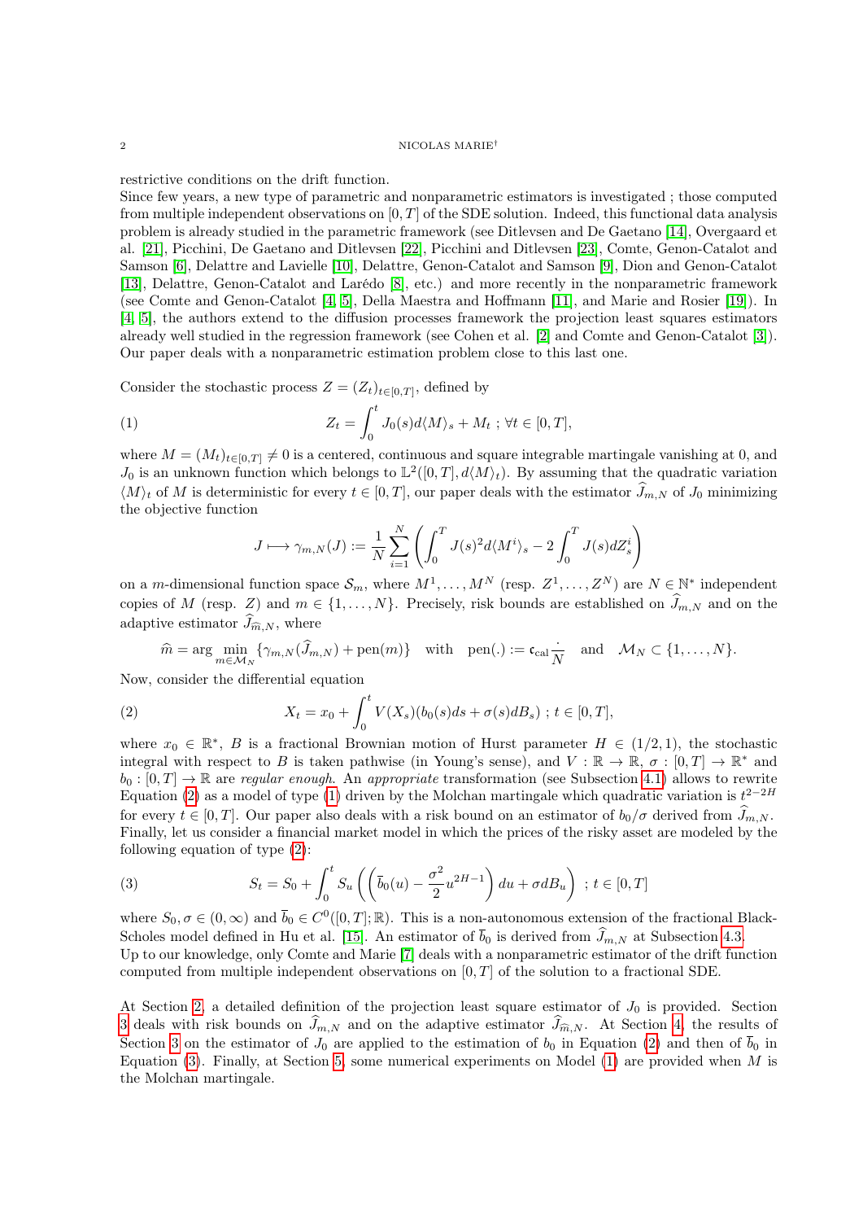restrictive conditions on the drift function.

Since few years, a new type of parametric and nonparametric estimators is investigated ; those computed from multiple independent observations on $[0,T]$ of the SDE solution. Indeed, this functional data analysis problem is already studied in the parametric framework (see Ditlevsen and De Gaetano [14], Overgaard et al. [21], Picchini, De Gaetano and Ditlevsen [22], Picchini and Ditlevsen [23], Comte, Genon-Catalot and Samson [6], Delattre and Lavielle [10], Delattre, Genon-Catalot and Samson [9], Dion and Genon-Catalot [13], Delattre, Genon-Catalot and Larédo [8], etc.) and more recently in the nonparametric framework (see Comte and Genon-Catalot [4, 5], Della Maestra and Hoffmann [11], and Marie and Rosier [19]). In [4, 5], the authors extend to the diffusion processes framework the projection least squares estimators already well studied in the regression framework (see Cohen et al. [2] and Comte and Genon-Catalot [3]). Our paper deals with a nonparametric estimation problem close to this last one.

Consider the stochastic process $Z = (Z_t)_{t\in[0,T]}$, defined by

$$Z_t = \int_0^t J_0(s)d\langle M\rangle_s + M_t \ ; \ \forall t \in [0,T], \tag{1}$$

where $M = (M_t)_{t\in[0,T]} \neq 0$ is a centered, continuous and square integrable martingale vanishing at 0, and $J_0$ is an unknown function which belongs to $\mathbb{L}^2([0,T], d\langle M\rangle_t)$. By assuming that the quadratic variation $\langle M\rangle_t$ of $M$ is deterministic for every $t \in [0,T]$, our paper deals with the estimator $\widehat{J}_{m,N}$ of $J_0$ minimizing the objective function

$$J \longmapsto \gamma_{m,N}(J) := \frac{1}{N}\sum_{i=1}^{N}\left(\int_0^T J(s)^2 d\langle M^i\rangle_s - 2\int_0^T J(s)dZ_s^i\right)$$

on a $m$-dimensional function space $\mathcal{S}_m$, where $M^1,\dots,M^N$ (resp. $Z^1,\dots,Z^N$) are $N \in \mathbb{N}^*$ independent copies of $M$ (resp. $Z$) and $m \in \{1,\dots,N\}$. Precisely, risk bounds are established on $\widehat{J}_{m,N}$ and on the adaptive estimator $\widehat{J}_{\widehat{m},N}$, where

$$\widehat{m} = \arg\min_{m\in\mathcal{M}_N}\{\gamma_{m,N}(\widehat{J}_{m,N}) + \mathrm{pen}(m)\} \quad \text{with} \quad \mathrm{pen}(.) := \mathfrak{c}_{\mathrm{cal}}\frac{\cdot}{N} \quad \text{and} \quad \mathcal{M}_N \subset \{1,\dots,N\}.$$

Now, consider the differential equation

$$X_t = x_0 + \int_0^t V(X_s)(b_0(s)ds + \sigma(s)dB_s) \ ; \ t \in [0,T], \tag{2}$$

where $x_0 \in \mathbb{R}^*$, $B$ is a fractional Brownian motion of Hurst parameter $H \in (1/2,1)$, the stochastic integral with respect to $B$ is taken pathwise (in Young's sense), and $V : \mathbb{R} \to \mathbb{R}$, $\sigma : [0,T] \to \mathbb{R}^*$ and $b_0 : [0,T] \to \mathbb{R}$ are *regular enough*. An *appropriate* transformation (see Subsection 4.1) allows to rewrite Equation (2) as a model of type (1) driven by the Molchan martingale which quadratic variation is $t^{2-2H}$ for every $t \in [0,T]$. Our paper also deals with a risk bound on an estimator of $b_0/\sigma$ derived from $\widehat{J}_{m,N}$. Finally, let us consider a financial market model in which the prices of the risky asset are modeled by the following equation of type (2):

$$S_t = S_0 + \int_0^t S_u\left(\left(\overline{b}_0(u) - \frac{\sigma^2}{2}u^{2H-1}\right)du + \sigma dB_u\right) \ ; \ t \in [0,T] \tag{3}$$

where $S_0, \sigma \in (0,\infty)$ and $\overline{b}_0 \in C^0([0,T];\mathbb{R})$. This is a non-autonomous extension of the fractional Black-Scholes model defined in Hu et al. [15]. An estimator of $\overline{b}_0$ is derived from $\widehat{J}_{m,N}$ at Subsection 4.3.

Up to our knowledge, only Comte and Marie [7] deals with a nonparametric estimator of the drift function computed from multiple independent observations on $[0,T]$ of the solution to a fractional SDE.

At Section 2, a detailed definition of the projection least square estimator of $J_0$ is provided. Section 3 deals with risk bounds on $\widehat{J}_{m,N}$ and on the adaptive estimator $\widehat{J}_{\widehat{m},N}$. At Section 4, the results of Section 3 on the estimator of $J_0$ are applied to the estimation of $b_0$ in Equation (2) and then of $\overline{b}_0$ in Equation (3). Finally, at Section 5, some numerical experiments on Model (1) are provided when $M$ is the Molchan martingale.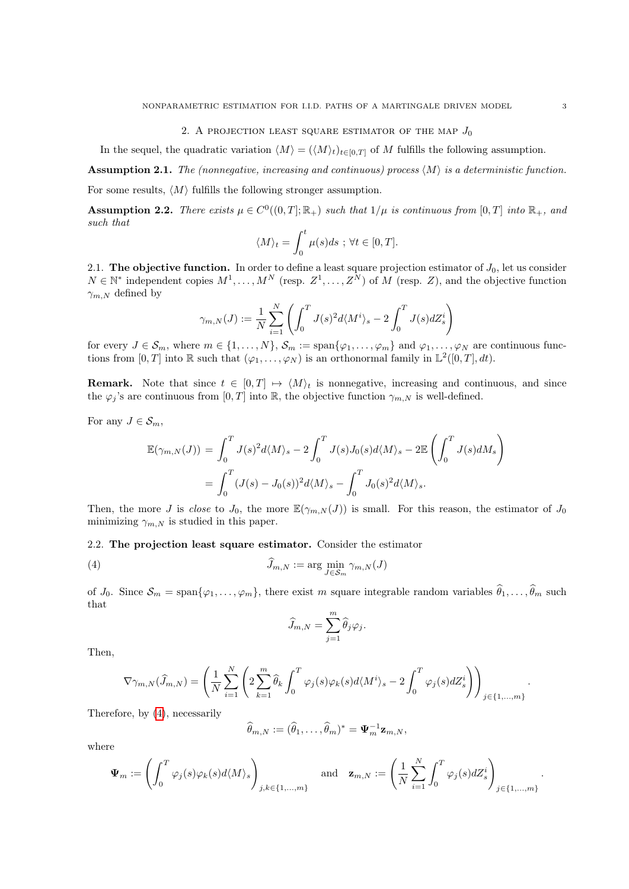## 2. A projection least square estimator of the map $J_0$

In the sequel, the quadratic variation $\langle M\rangle = (\langle M\rangle_t)_{t\in[0,T]}$ of $M$ fulfills the following assumption.

**Assumption 2.1.** *The (nonnegative, increasing and continuous) process $\langle M\rangle$ is a deterministic function.*

For some results, $\langle M\rangle$ fulfills the following stronger assumption.

**Assumption 2.2.** *There exists $\mu\in C^0((0,T];\mathbb{R}_+)$ such that $1/\mu$ is continuous from $[0,T]$ into $\mathbb{R}_+$, and such that*

$$\langle M\rangle_t = \int_0^t \mu(s)ds \ ; \ \forall t\in[0,T].$$

### 2.1. The objective function.

In order to define a least square projection estimator of $J_0$, let us consider $N\in\mathbb{N}^*$ independent copies $M^1,\dots,M^N$ (resp. $Z^1,\dots,Z^N$) of $M$ (resp. $Z$), and the objective function $\gamma_{m,N}$ defined by

$$\gamma_{m,N}(J) := \frac{1}{N}\sum_{i=1}^{N}\left(\int_0^T J(s)^2 d\langle M^i\rangle_s - 2\int_0^T J(s)dZ_s^i\right)$$

for every $J\in\mathcal{S}_m$, where $m\in\{1,\dots,N\}$, $\mathcal{S}_m := \text{span}\{\varphi_1,\dots,\varphi_m\}$ and $\varphi_1,\dots,\varphi_N$ are continuous functions from $[0,T]$ into $\mathbb{R}$ such that $(\varphi_1,\dots,\varphi_N)$ is an orthonormal family in $\mathbb{L}^2([0,T],dt)$.

**Remark.** Note that since $t\in[0,T]\mapsto\langle M\rangle_t$ is nonnegative, increasing and continuous, and since the $\varphi_j$'s are continuous from $[0,T]$ into $\mathbb{R}$, the objective function $\gamma_{m,N}$ is well-defined.

For any $J\in\mathcal{S}_m$,

$$\begin{aligned}
\mathbb{E}(\gamma_{m,N}(J)) &= \int_0^T J(s)^2 d\langle M\rangle_s - 2\int_0^T J(s)J_0(s)d\langle M\rangle_s - 2\mathbb{E}\left(\int_0^T J(s)dM_s\right)\\
&= \int_0^T (J(s)-J_0(s))^2 d\langle M\rangle_s - \int_0^T J_0(s)^2 d\langle M\rangle_s.
\end{aligned}$$

Then, the more $J$ is *close* to $J_0$, the more $\mathbb{E}(\gamma_{m,N}(J))$ is small. For this reason, the estimator of $J_0$ minimizing $\gamma_{m,N}$ is studied in this paper.

### 2.2. The projection least square estimator.

Consider the estimator

$$\widehat{J}_{m,N} := \arg\min_{J\in\mathcal{S}_m}\gamma_{m,N}(J) \tag{4}$$

of $J_0$. Since $\mathcal{S}_m = \text{span}\{\varphi_1,\dots,\varphi_m\}$, there exist $m$ square integrable random variables $\widehat{\theta}_1,\dots,\widehat{\theta}_m$ such that

$$\widehat{J}_{m,N} = \sum_{j=1}^{m}\widehat{\theta}_j\varphi_j.$$

Then,

$$\nabla\gamma_{m,N}(\widehat{J}_{m,N}) = \left(\frac{1}{N}\sum_{i=1}^{N}\left(2\sum_{k=1}^{m}\widehat{\theta}_k\int_0^T\varphi_j(s)\varphi_k(s)d\langle M^i\rangle_s - 2\int_0^T\varphi_j(s)dZ_s^i\right)\right)_{j\in\{1,\dots,m\}}.$$

Therefore, by (4), necessarily

$$\widehat{\theta}_{m,N} := (\widehat{\theta}_1,\dots,\widehat{\theta}_m)^* = \mathbf{\Psi}_m^{-1}\mathbf{z}_{m,N},$$

where

$$\mathbf{\Psi}_m := \left(\int_0^T\varphi_j(s)\varphi_k(s)d\langle M\rangle_s\right)_{j,k\in\{1,\dots,m\}} \quad\text{and}\quad \mathbf{z}_{m,N} := \left(\frac{1}{N}\sum_{i=1}^{N}\int_0^T\varphi_j(s)dZ_s^i\right)_{j\in\{1,\dots,m\}}.$$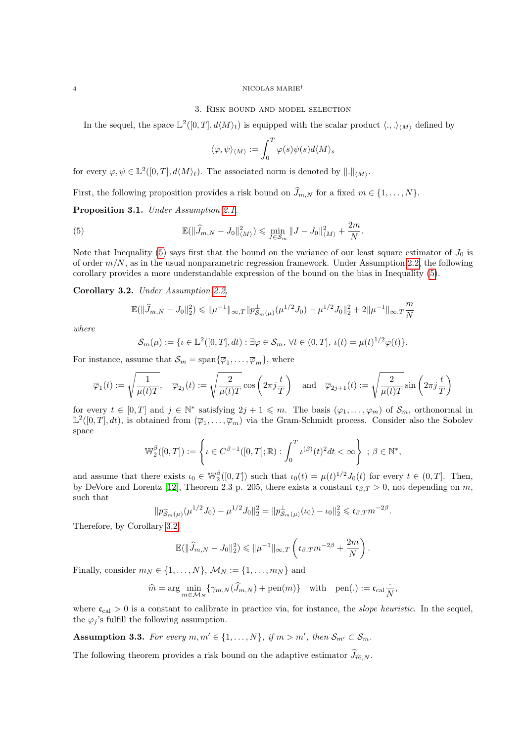## 3. Risk bound and model selection

In the sequel, the space $\mathbb{L}^2([0,T],d\langle M\rangle_t)$ is equipped with the scalar product $\langle .,.\rangle_{\langle M\rangle}$ defined by

$$\langle \varphi,\psi\rangle_{\langle M\rangle} := \int_0^T \varphi(s)\psi(s)d\langle M\rangle_s$$

for every $\varphi,\psi\in\mathbb{L}^2([0,T],d\langle M\rangle_t)$. The associated norm is denoted by $\|.\|_{\langle M\rangle}$.

First, the following proposition provides a risk bound on $\widehat{J}_{m,N}$ for a fixed $m\in\{1,\dots,N\}$.

**Proposition 3.1.** *Under Assumption 2.1,*

$$\mathbb{E}(\|\widehat{J}_{m,N}-J_0\|_{\langle M\rangle}^2)\leqslant \min_{J\in\mathcal{S}_m}\|J-J_0\|_{\langle M\rangle}^2+\frac{2m}{N}. \tag{5}$$

Note that Inequality (5) says first that the bound on the variance of our least square estimator of $J_0$ is of order $m/N$, as in the usual nonparametric regression framework. Under Assumption 2.2, the following corollary provides a more understandable expression of the bound on the bias in Inequality (5).

**Corollary 3.2.** *Under Assumption 2.2,*

$$\mathbb{E}(\|\widehat{J}_{m,N}-J_0\|_2^2)\leqslant \|\mu^{-1}\|_{\infty,T}\|p_{\mathcal{S}_m(\mu)}^{\perp}(\mu^{1/2}J_0)-\mu^{1/2}J_0\|_2^2+2\|\mu^{-1}\|_{\infty,T}\frac{m}{N}$$

*where*

$$\mathcal{S}_m(\mu):=\{\iota\in\mathbb{L}^2([0,T],dt):\exists\varphi\in\mathcal{S}_m,\ \forall t\in(0,T],\ \iota(t)=\mu(t)^{1/2}\varphi(t)\}.$$

For instance, assume that $\mathcal{S}_m=\text{span}\{\overline{\varphi}_1,\dots,\overline{\varphi}_m\}$, where

$$\overline{\varphi}_1(t):=\sqrt{\frac{1}{\mu(t)T}},\quad \overline{\varphi}_{2j}(t):=\sqrt{\frac{2}{\mu(t)T}}\cos\left(2\pi j\frac{t}{T}\right)\quad\text{and}\quad \overline{\varphi}_{2j+1}(t):=\sqrt{\frac{2}{\mu(t)T}}\sin\left(2\pi j\frac{t}{T}\right)$$

for every $t\in[0,T]$ and $j\in\mathbb{N}^*$ satisfying $2j+1\leqslant m$. The basis $(\varphi_1,\dots,\varphi_m)$ of $\mathcal{S}_m$, orthonormal in $\mathbb{L}^2([0,T],dt)$, is obtained from $(\overline{\varphi}_1,\dots,\overline{\varphi}_m)$ via the Gram-Schmidt process. Consider also the Sobolev space

$$\mathbb{W}_2^{\beta}([0,T]):=\left\{\iota\in C^{\beta-1}([0,T];\mathbb{R}):\int_0^T\iota^{(\beta)}(t)^2dt<\infty\right\}\ ;\ \beta\in\mathbb{N}^*,$$

and assume that there exists $\iota_0\in\mathbb{W}_2^{\beta}([0,T])$ such that $\iota_0(t)=\mu(t)^{1/2}J_0(t)$ for every $t\in(0,T]$. Then, by DeVore and Lorentz [12], Theorem 2.3 p. 205, there exists a constant $\mathfrak{c}_{\beta,T}>0$, not depending on $m$, such that

$$\|p_{\mathcal{S}_m(\mu)}^{\perp}(\mu^{1/2}J_0)-\mu^{1/2}J_0\|_2^2=\|p_{\mathcal{S}_m(\mu)}^{\perp}(\iota_0)-\iota_0\|_2^2\leqslant\mathfrak{c}_{\beta,T}m^{-2\beta}.$$

Therefore, by Corollary 3.2,

$$\mathbb{E}(\|\widehat{J}_{m,N}-J_0\|_2^2)\leqslant\|\mu^{-1}\|_{\infty,T}\left(\mathfrak{c}_{\beta,T}m^{-2\beta}+\frac{2m}{N}\right).$$

Finally, consider $m_N\in\{1,\dots,N\}$, $\mathcal{M}_N:=\{1,\dots,m_N\}$ and

$$\widehat{m}=\arg\min_{m\in\mathcal{M}_N}\{\gamma_{m,N}(\widehat{J}_{m,N})+\text{pen}(m)\}\quad\text{with}\quad\text{pen}(.):=\mathfrak{c}_{\text{cal}}\frac{.}{N},$$

where $\mathfrak{c}_{\text{cal}}>0$ is a constant to calibrate in practice via, for instance, the *slope heuristic*. In the sequel, the $\varphi_j$'s fulfill the following assumption.

**Assumption 3.3.** *For every $m,m'\in\{1,\dots,N\}$, if $m>m'$, then $\mathcal{S}_{m'}\subset\mathcal{S}_m$.*

The following theorem provides a risk bound on the adaptive estimator $\widehat{J}_{\widehat{m},N}$.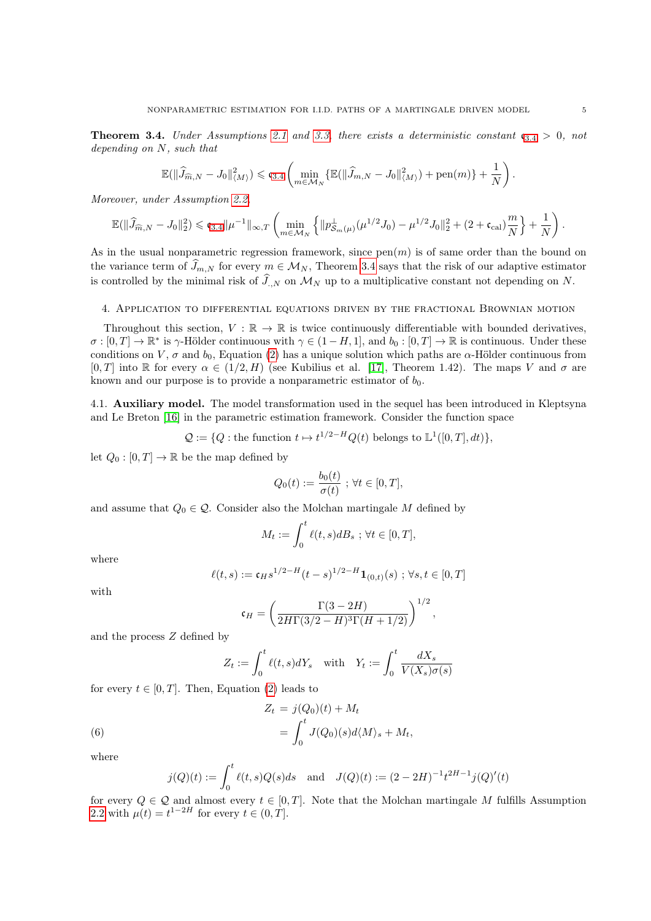**Theorem 3.4.** *Under Assumptions 2.1 and 3.3, there exists a deterministic constant $\mathfrak{c}_{3.4} > 0$, not depending on $N$, such that*

$$\mathbb{E}(\|\widehat{J}_{\widehat{m},N} - J_0\|_{\langle M\rangle}^2) \leqslant \mathfrak{c}_{3.4}\left(\min_{m\in\mathcal{M}_N}\{\mathbb{E}(\|\widehat{J}_{m,N} - J_0\|_{\langle M\rangle}^2) + \text{pen}(m)\} + \frac{1}{N}\right).$$

*Moreover, under Assumption 2.2,*

$$\mathbb{E}(\|\widehat{J}_{\widehat{m},N} - J_0\|_2^2) \leqslant \mathfrak{c}_{3.4}\|\mu^{-1}\|_{\infty,T}\left(\min_{m\in\mathcal{M}_N}\left\{\|p_{\mathcal{S}_m(\mu)}^{\perp}(\mu^{1/2}J_0) - \mu^{1/2}J_0\|_2^2 + (2+\mathfrak{c}_{\text{cal}})\frac{m}{N}\right\} + \frac{1}{N}\right).$$

As in the usual nonparametric regression framework, since $\text{pen}(m)$ is of same order than the bound on the variance term of $\widehat{J}_{m,N}$ for every $m \in \mathcal{M}_N$, Theorem 3.4 says that the risk of our adaptive estimator is controlled by the minimal risk of $\widehat{J}_{.,N}$ on $\mathcal{M}_N$ up to a multiplicative constant not depending on $N$.

## 4. Application to differential equations driven by the fractional Brownian motion

Throughout this section, $V : \mathbb{R} \to \mathbb{R}$ is twice continuously differentiable with bounded derivatives, $\sigma : [0,T] \to \mathbb{R}^*$ is $\gamma$-Hölder continuous with $\gamma \in (1-H, 1]$, and $b_0 : [0,T] \to \mathbb{R}$ is continuous. Under these conditions on $V$, $\sigma$ and $b_0$, Equation (2) has a unique solution which paths are $\alpha$-Hölder continuous from $[0,T]$ into $\mathbb{R}$ for every $\alpha \in (1/2, H)$ (see Kubilius et al. [17], Theorem 1.42). The maps $V$ and $\sigma$ are known and our purpose is to provide a nonparametric estimator of $b_0$.

### 4.1. Auxiliary model.

The model transformation used in the sequel has been introduced in Kleptsyna and Le Breton [16] in the parametric estimation framework. Consider the function space

$$\mathcal{Q} := \{Q : \text{the function } t \mapsto t^{1/2-H}Q(t) \text{ belongs to } \mathbb{L}^1([0,T], dt)\},$$

let $Q_0 : [0,T] \to \mathbb{R}$ be the map defined by

$$Q_0(t) := \frac{b_0(t)}{\sigma(t)}\ ;\ \forall t \in [0,T],$$

and assume that $Q_0 \in \mathcal{Q}$. Consider also the Molchan martingale $M$ defined by

$$M_t := \int_0^t \ell(t,s)dB_s\ ;\ \forall t \in [0,T],$$

where

$$\ell(t,s) := \mathfrak{c}_H s^{1/2-H}(t-s)^{1/2-H}\mathbf{1}_{(0,t)}(s)\ ;\ \forall s,t \in [0,T]$$

with

$$\mathfrak{c}_H = \left(\frac{\Gamma(3-2H)}{2H\Gamma(3/2-H)^3\Gamma(H+1/2)}\right)^{1/2},$$

and the process $Z$ defined by

$$Z_t := \int_0^t \ell(t,s)dY_s \quad \text{with} \quad Y_t := \int_0^t \frac{dX_s}{V(X_s)\sigma(s)}$$

for every $t \in [0,T]$. Then, Equation (2) leads to

$$\begin{aligned} Z_t &= j(Q_0)(t) + M_t \\ &= \int_0^t J(Q_0)(s)d\langle M\rangle_s + M_t, \end{aligned} \tag{6}$$

where

$$j(Q)(t) := \int_0^t \ell(t,s)Q(s)ds \quad \text{and} \quad J(Q)(t) := (2-2H)^{-1}t^{2H-1}j(Q)'(t)$$

for every $Q \in \mathcal{Q}$ and almost every $t \in [0,T]$. Note that the Molchan martingale $M$ fulfills Assumption 2.2 with $\mu(t) = t^{1-2H}$ for every $t \in (0,T]$.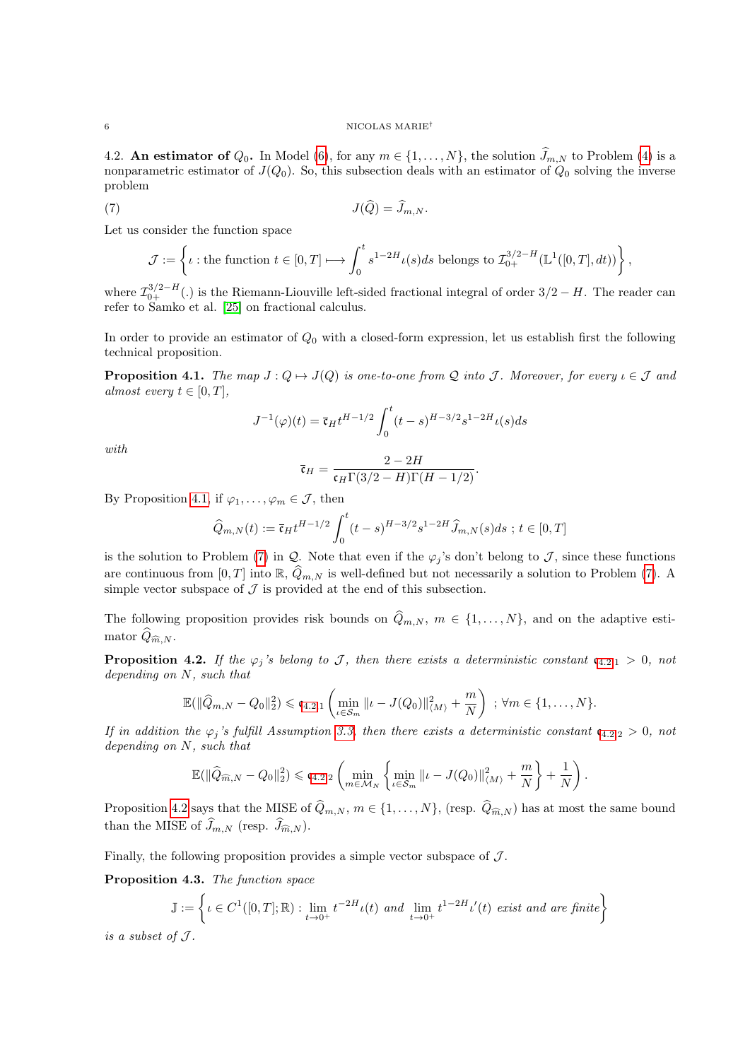4.2. **An estimator of $Q_0$.** In Model (6), for any $m \in \{1,\dots,N\}$, the solution $\widehat{J}_{m,N}$ to Problem (4) is a nonparametric estimator of $J(Q_0)$. So, this subsection deals with an estimator of $Q_0$ solving the inverse problem

$$J(\widehat{Q}) = \widehat{J}_{m,N}. \tag{7}$$

Let us consider the function space

$$\mathcal{J} := \left\{\iota : \text{the function } t \in [0,T] \longmapsto \int_0^t s^{1-2H}\iota(s)ds \text{ belongs to } \mathcal{I}_{0+}^{3/2-H}(\mathbb{L}^1([0,T],dt))\right\},$$

where $\mathcal{I}_{0+}^{3/2-H}(.)$ is the Riemann-Liouville left-sided fractional integral of order $3/2 - H$. The reader can refer to Samko et al. [25] on fractional calculus.

In order to provide an estimator of $Q_0$ with a closed-form expression, let us establish first the following technical proposition.

**Proposition 4.1.** *The map $J : Q \mapsto J(Q)$ is one-to-one from $\mathcal{Q}$ into $\mathcal{J}$. Moreover, for every $\iota \in \mathcal{J}$ and almost every $t \in [0,T]$,*

$$J^{-1}(\varphi)(t) = \overline{\mathfrak{c}}_H t^{H-1/2}\int_0^t (t-s)^{H-3/2}s^{1-2H}\iota(s)ds$$

*with*

$$\overline{\mathfrak{c}}_H = \frac{2-2H}{\mathfrak{c}_H\Gamma(3/2-H)\Gamma(H-1/2)}.$$

By Proposition 4.1, if $\varphi_1,\dots,\varphi_m \in \mathcal{J}$, then

$$\widehat{Q}_{m,N}(t) := \overline{\mathfrak{c}}_H t^{H-1/2}\int_0^t (t-s)^{H-3/2}s^{1-2H}\widehat{J}_{m,N}(s)ds \ ; \ t \in [0,T]$$

is the solution to Problem (7) in $\mathcal{Q}$. Note that even if the $\varphi_j$'s don't belong to $\mathcal{J}$, since these functions are continuous from $[0,T]$ into $\mathbb{R}$, $\widehat{Q}_{m,N}$ is well-defined but not necessarily a solution to Problem (7). A simple vector subspace of $\mathcal{J}$ is provided at the end of this subsection.

The following proposition provides risk bounds on $\widehat{Q}_{m,N}$, $m \in \{1,\dots,N\}$, and on the adaptive estimator $\widehat{Q}_{\widehat{m},N}$.

**Proposition 4.2.** *If the $\varphi_j$'s belong to $\mathcal{J}$, then there exists a deterministic constant $\mathfrak{c}_{4.2,1} > 0$, not depending on $N$, such that*

$$\mathbb{E}(\|\widehat{Q}_{m,N} - Q_0\|_2^2) \leqslant \mathfrak{c}_{4.2,1}\left(\min_{\iota\in\mathcal{S}_m}\|\iota - J(Q_0)\|_{\langle M\rangle}^2 + \frac{m}{N}\right) \ ; \ \forall m \in \{1,\dots,N\}.$$

*If in addition the $\varphi_j$'s fulfill Assumption 3.3, then there exists a deterministic constant $\mathfrak{c}_{4.2,2} > 0$, not depending on $N$, such that*

$$\mathbb{E}(\|\widehat{Q}_{\widehat{m},N} - Q_0\|_2^2) \leqslant \mathfrak{c}_{4.2,2}\left(\min_{m\in\mathcal{M}_N}\left\{\min_{\iota\in\mathcal{S}_m}\|\iota - J(Q_0)\|_{\langle M\rangle}^2 + \frac{m}{N}\right\} + \frac{1}{N}\right).$$

Proposition 4.2 says that the MISE of $\widehat{Q}_{m,N}$, $m \in \{1,\dots,N\}$, (resp. $\widehat{Q}_{\widehat{m},N}$) has at most the same bound than the MISE of $\widehat{J}_{m,N}$ (resp. $\widehat{J}_{\widehat{m},N}$).

Finally, the following proposition provides a simple vector subspace of $\mathcal{J}$.

**Proposition 4.3.** *The function space*

$$\mathbb{J} := \left\{\iota \in C^1([0,T];\mathbb{R}) : \lim_{t\to 0^+} t^{-2H}\iota(t) \text{ and } \lim_{t\to 0^+} t^{1-2H}\iota'(t) \text{ exist and are finite}\right\}$$

*is a subset of $\mathcal{J}$.*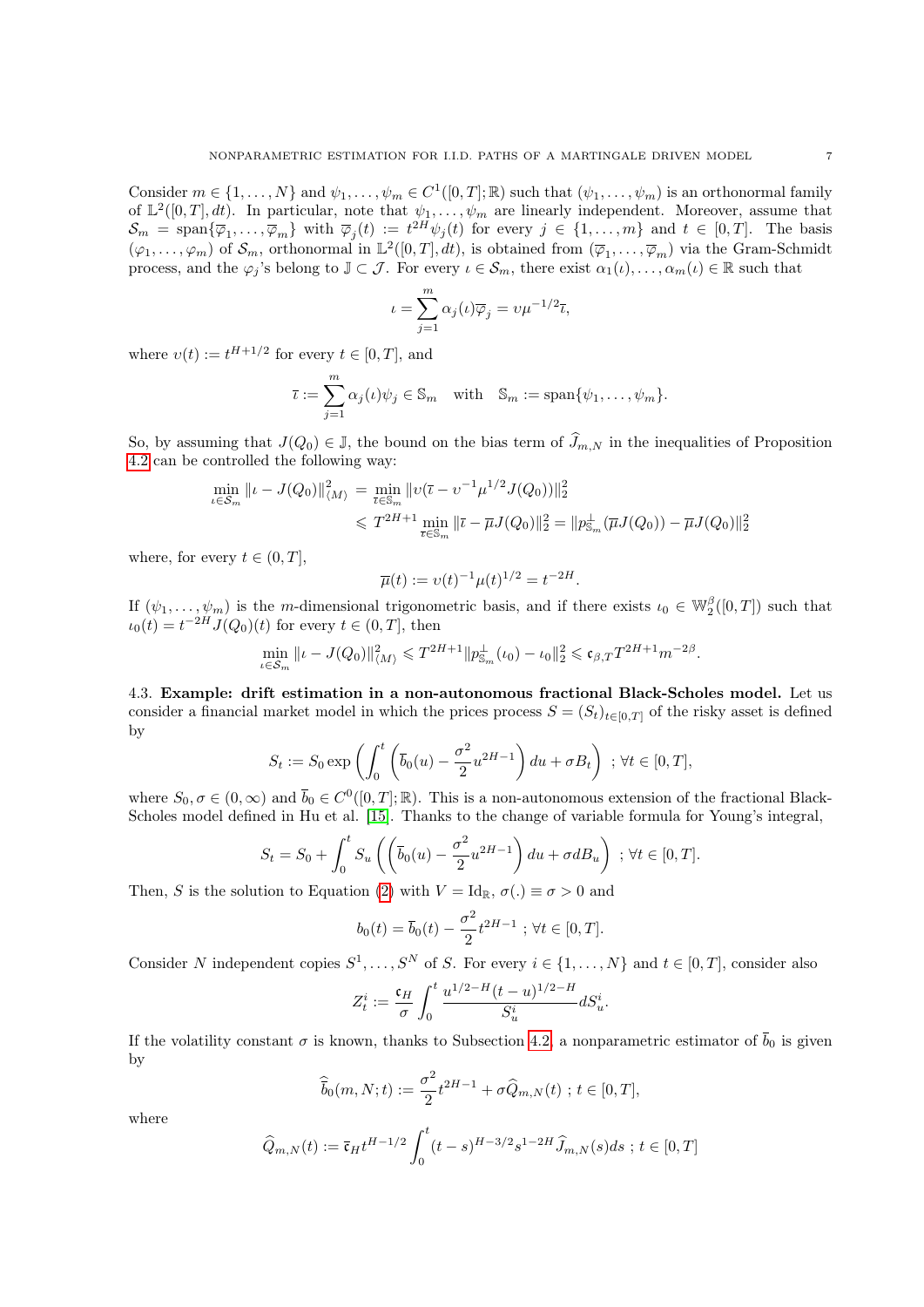Consider $m \in \{1, \dots, N\}$ and $\psi_1, \dots, \psi_m \in C^1([0,T];\mathbb{R})$ such that $(\psi_1, \dots, \psi_m)$ is an orthonormal family of $\mathbb{L}^2([0,T], dt)$. In particular, note that $\psi_1, \dots, \psi_m$ are linearly independent. Moreover, assume that $\mathcal{S}_m = \text{span}\{\overline{\varphi}_1, \dots, \overline{\varphi}_m\}$ with $\overline{\varphi}_j(t) := t^{2H}\psi_j(t)$ for every $j \in \{1, \dots, m\}$ and $t \in [0,T]$. The basis $(\varphi_1, \dots, \varphi_m)$ of $\mathcal{S}_m$, orthonormal in $\mathbb{L}^2([0,T], dt)$, is obtained from $(\overline{\varphi}_1, \dots, \overline{\varphi}_m)$ via the Gram-Schmidt process, and the $\varphi_j$'s belong to $\mathbb{J} \subset \mathcal{J}$. For every $\iota \in \mathcal{S}_m$, there exist $\alpha_1(\iota), \dots, \alpha_m(\iota) \in \mathbb{R}$ such that

$$\iota = \sum_{j=1}^{m} \alpha_j(\iota)\overline{\varphi}_j = \upsilon\mu^{-1/2}\overline{\iota},$$

where $\upsilon(t) := t^{H+1/2}$ for every $t \in [0,T]$, and

$$\overline{\iota} := \sum_{j=1}^{m} \alpha_j(\iota)\psi_j \in \mathbb{S}_m \quad \text{with} \quad \mathbb{S}_m := \text{span}\{\psi_1, \dots, \psi_m\}.$$

So, by assuming that $J(Q_0) \in \mathbb{J}$, the bound on the bias term of $\widehat{J}_{m,N}$ in the inequalities of Proposition 4.2 can be controlled the following way:

$$\begin{aligned}
\min_{\iota \in \mathcal{S}_m} \|\iota - J(Q_0)\|_{\langle M \rangle}^2 &= \min_{\overline{\iota} \in \mathbb{S}_m} \|\upsilon(\overline{\iota} - \upsilon^{-1}\mu^{1/2}J(Q_0))\|_2^2 \\
&\leqslant T^{2H+1} \min_{\overline{\iota} \in \mathbb{S}_m} \|\overline{\iota} - \overline{\mu}J(Q_0)\|_2^2 = \|p_{\mathbb{S}_m}^{\perp}(\overline{\mu}J(Q_0)) - \overline{\mu}J(Q_0)\|_2^2
\end{aligned}$$

where, for every $t \in (0,T]$,

$$\overline{\mu}(t) := \upsilon(t)^{-1}\mu(t)^{1/2} = t^{-2H}.$$

If $(\psi_1, \dots, \psi_m)$ is the $m$-dimensional trigonometric basis, and if there exists $\iota_0 \in \mathbb{W}_2^{\beta}([0,T])$ such that $\iota_0(t) = t^{-2H}J(Q_0)(t)$ for every $t \in (0,T]$, then

$$\min_{\iota \in \mathcal{S}_m} \|\iota - J(Q_0)\|_{\langle M \rangle}^2 \leqslant T^{2H+1}\|p_{\mathbb{S}_m}^{\perp}(\iota_0) - \iota_0\|_2^2 \leqslant \mathfrak{c}_{\beta,T}T^{2H+1}m^{-2\beta}.$$

4.3. **Example: drift estimation in a non-autonomous fractional Black-Scholes model.** Let us consider a financial market model in which the prices process $S = (S_t)_{t \in [0,T]}$ of the risky asset is defined by

$$S_t := S_0 \exp\left(\int_0^t \left(\overline{b}_0(u) - \frac{\sigma^2}{2}u^{2H-1}\right)du + \sigma B_t\right) \ ; \forall t \in [0,T],$$

where $S_0, \sigma \in (0,\infty)$ and $\overline{b}_0 \in C^0([0,T];\mathbb{R})$. This is a non-autonomous extension of the fractional Black-Scholes model defined in Hu et al. [15]. Thanks to the change of variable formula for Young's integral,

$$S_t = S_0 + \int_0^t S_u\left(\left(\overline{b}_0(u) - \frac{\sigma^2}{2}u^{2H-1}\right)du + \sigma dB_u\right) \ ; \forall t \in [0,T].$$

Then, $S$ is the solution to Equation (2) with $V = \text{Id}_{\mathbb{R}}$, $\sigma(.) \equiv \sigma > 0$ and

$$b_0(t) = \overline{b}_0(t) - \frac{\sigma^2}{2}t^{2H-1} \ ; \forall t \in [0,T].$$

Consider $N$ independent copies $S^1, \dots, S^N$ of $S$. For every $i \in \{1, \dots, N\}$ and $t \in [0,T]$, consider also

$$Z_t^i := \frac{\mathfrak{c}_H}{\sigma}\int_0^t \frac{u^{1/2-H}(t-u)^{1/2-H}}{S_u^i}dS_u^i.$$

If the volatility constant $\sigma$ is known, thanks to Subsection 4.2, a nonparametric estimator of $\overline{b}_0$ is given by

$$\widehat{\overline{b}}_0(m, N; t) := \frac{\sigma^2}{2}t^{2H-1} + \sigma\widehat{Q}_{m,N}(t) \ ; t \in [0,T],$$

where

$$\widehat{Q}_{m,N}(t) := \overline{\mathfrak{c}}_H t^{H-1/2}\int_0^t (t-s)^{H-3/2}s^{1-2H}\widehat{J}_{m,N}(s)ds \ ; t \in [0,T]$$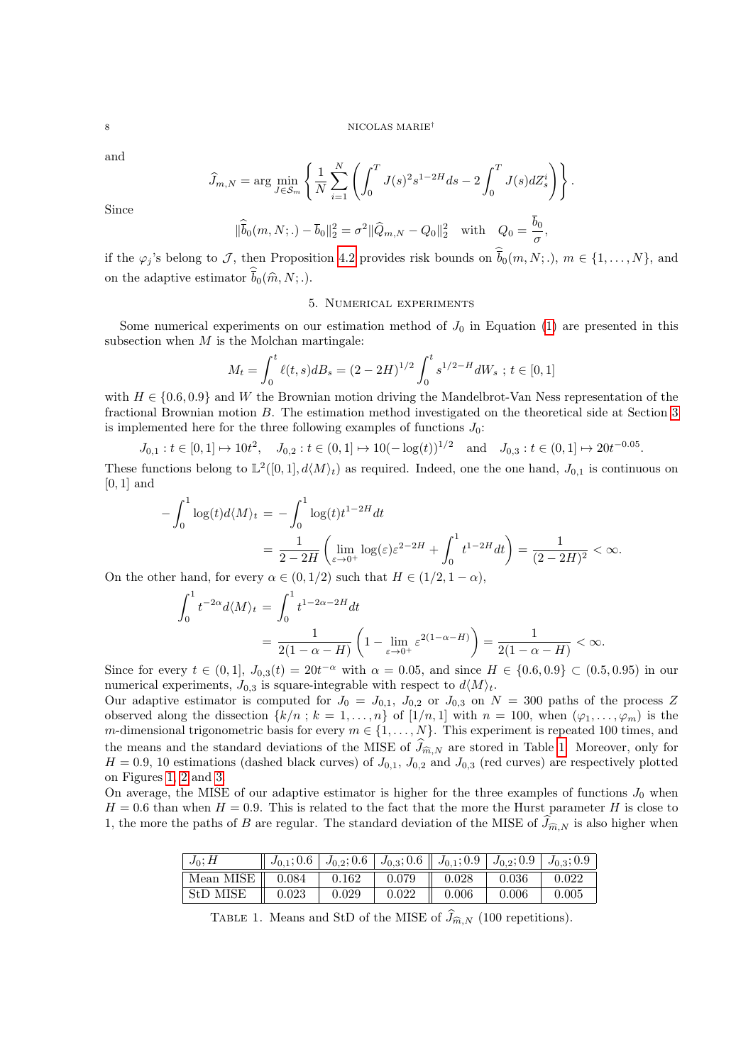and

$$\widehat{J}_{m,N} = \arg\min_{J\in\mathcal{S}_m}\left\{\frac{1}{N}\sum_{i=1}^{N}\left(\int_0^T J(s)^2 s^{1-2H}ds - 2\int_0^T J(s)dZ_s^i\right)\right\}.$$

Since

$$\|\widehat{\overline{b}}_0(m,N;.) - \overline{b}_0\|_2^2 = \sigma^2\|\widehat{Q}_{m,N} - Q_0\|_2^2 \quad \text{with} \quad Q_0 = \frac{\overline{b}_0}{\sigma},$$

if the $\varphi_j$'s belong to $\mathcal{J}$, then Proposition 4.2 provides risk bounds on $\widehat{\overline{b}}_0(m,N;.)$, $m\in\{1,\dots,N\}$, and on the adaptive estimator $\widehat{\overline{b}}_0(\widehat{m},N;.)$.

## 5. Numerical experiments

Some numerical experiments on our estimation method of $J_0$ in Equation (1) are presented in this subsection when $M$ is the Molchan martingale:

$$M_t = \int_0^t \ell(t,s)dB_s = (2-2H)^{1/2}\int_0^t s^{1/2-H}dW_s \ ; \ t\in[0,1]$$

with $H\in\{0.6, 0.9\}$ and $W$ the Brownian motion driving the Mandelbrot-Van Ness representation of the fractional Brownian motion $B$. The estimation method investigated on the theoretical side at Section 3 is implemented here for the three following examples of functions $J_0$:

$$J_{0,1} : t\in[0,1]\mapsto 10t^2,\quad J_{0,2} : t\in(0,1]\mapsto 10(-\log(t))^{1/2}\quad \text{and}\quad J_{0,3} : t\in(0,1]\mapsto 20t^{-0.05}.$$

These functions belong to $\mathbb{L}^2([0,1], d\langle M\rangle_t)$ as required. Indeed, one the one hand, $J_{0,1}$ is continuous on $[0,1]$ and

$$\begin{aligned}
-\int_0^1 \log(t)d\langle M\rangle_t &= -\int_0^1 \log(t)t^{1-2H}dt\\
&= \frac{1}{2-2H}\left(\lim_{\varepsilon\to 0^+}\log(\varepsilon)\varepsilon^{2-2H} + \int_0^1 t^{1-2H}dt\right) = \frac{1}{(2-2H)^2} < \infty.
\end{aligned}$$

On the other hand, for every $\alpha\in(0,1/2)$ such that $H\in(1/2, 1-\alpha)$,

$$\begin{aligned}
\int_0^1 t^{-2\alpha}d\langle M\rangle_t &= \int_0^1 t^{1-2\alpha-2H}dt\\
&= \frac{1}{2(1-\alpha-H)}\left(1 - \lim_{\varepsilon\to 0^+}\varepsilon^{2(1-\alpha-H)}\right) = \frac{1}{2(1-\alpha-H)} < \infty.
\end{aligned}$$

Since for every $t\in(0,1]$, $J_{0,3}(t) = 20t^{-\alpha}$ with $\alpha = 0.05$, and since $H\in\{0.6, 0.9\}\subset(0.5, 0.95)$ in our numerical experiments, $J_{0,3}$ is square-integrable with respect to $d\langle M\rangle_t$.

Our adaptive estimator is computed for $J_0 = J_{0,1}$, $J_{0,2}$ or $J_{0,3}$ on $N = 300$ paths of the process $Z$ observed along the dissection $\{k/n\ ;\ k = 1,\dots,n\}$ of $[1/n, 1]$ with $n = 100$, when $(\varphi_1,\dots,\varphi_m)$ is the $m$-dimensional trigonometric basis for every $m\in\{1,\dots,N\}$. This experiment is repeated 100 times, and the means and the standard deviations of the MISE of $\widehat{J}_{\widehat{m},N}$ are stored in Table 1. Moreover, only for $H = 0.9$, 10 estimations (dashed black curves) of $J_{0,1}$, $J_{0,2}$ and $J_{0,3}$ (red curves) are respectively plotted on Figures 1, 2 and 3.

On average, the MISE of our adaptive estimator is higher for the three examples of functions $J_0$ when $H = 0.6$ than when $H = 0.9$. This is related to the fact that the more the Hurst parameter $H$ is close to 1, the more the paths of $B$ are regular. The standard deviation of the MISE of $\widehat{J}_{\widehat{m},N}$ is also higher when

| $J_0; H$ | $J_{0,1}; 0.6$ | $J_{0,2}; 0.6$ | $J_{0,3}; 0.6$ | $J_{0,1}; 0.9$ | $J_{0,2}; 0.9$ | $J_{0,3}; 0.9$ |
|---|---|---|---|---|---|---|
| Mean MISE | 0.084 | 0.162 | 0.079 | 0.028 | 0.036 | 0.022 |
| StD MISE | 0.023 | 0.029 | 0.022 | 0.006 | 0.006 | 0.005 |

Table 1. Means and StD of the MISE of $\widehat{J}_{\widehat{m},N}$ (100 repetitions).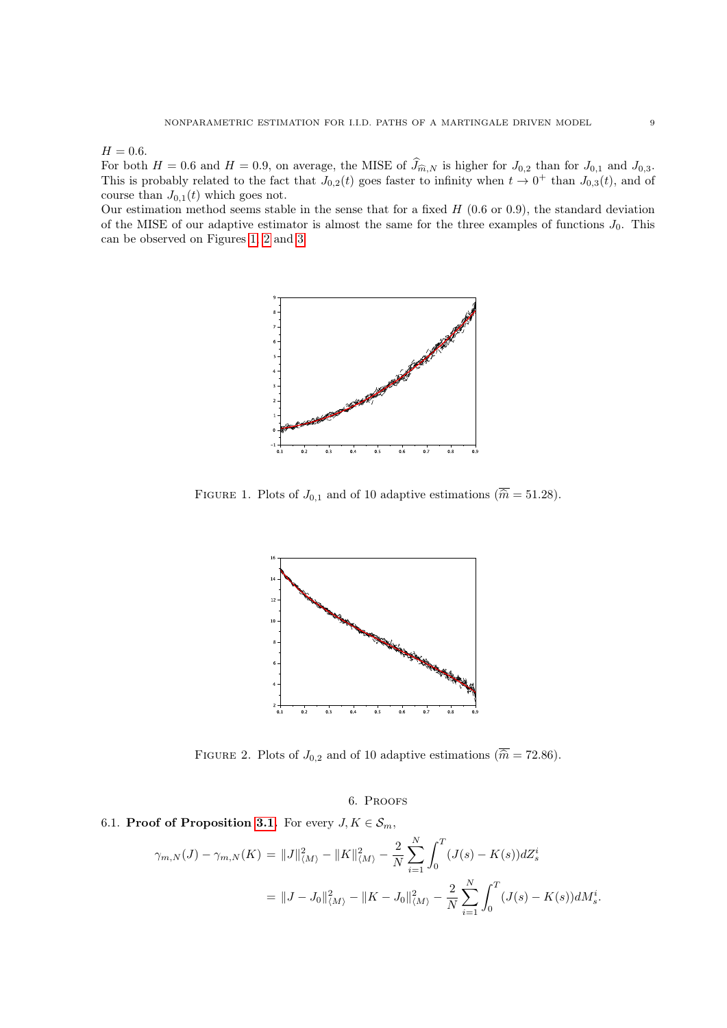$H = 0.6$.
For both $H = 0.6$ and $H = 0.9$, on average, the MISE of $\widehat{J}_{\widehat{m},N}$ is higher for $J_{0,2}$ than for $J_{0,1}$ and $J_{0,3}$. This is probably related to the fact that $J_{0,2}(t)$ goes faster to infinity when $t \to 0^+$ than $J_{0,3}(t)$, and of course than $J_{0,1}(t)$ which goes not.
Our estimation method seems stable in the sense that for a fixed $H$ (0.6 or 0.9), the standard deviation of the MISE of our adaptive estimator is almost the same for the three examples of functions $J_0$. This can be observed on Figures 1, 2 and 3.

FIGURE 1. Plots of $J_{0,1}$ and of 10 adaptive estimations ($\overline{\widehat{m}} = 51.28$).

FIGURE 2. Plots of $J_{0,2}$ and of 10 adaptive estimations ($\overline{\widehat{m}} = 72.86$).

## 6. Proofs

6.1. **Proof of Proposition 3.1.** For every $J, K \in \mathcal{S}_m$,

$$\begin{aligned}
\gamma_{m,N}(J) - \gamma_{m,N}(K) &= \|J\|^2_{\langle M\rangle} - \|K\|^2_{\langle M\rangle} - \frac{2}{N}\sum_{i=1}^{N}\int_0^T (J(s) - K(s))dZ_s^i \\
&= \|J - J_0\|^2_{\langle M\rangle} - \|K - J_0\|^2_{\langle M\rangle} - \frac{2}{N}\sum_{i=1}^{N}\int_0^T (J(s) - K(s))dM_s^i.
\end{aligned}$$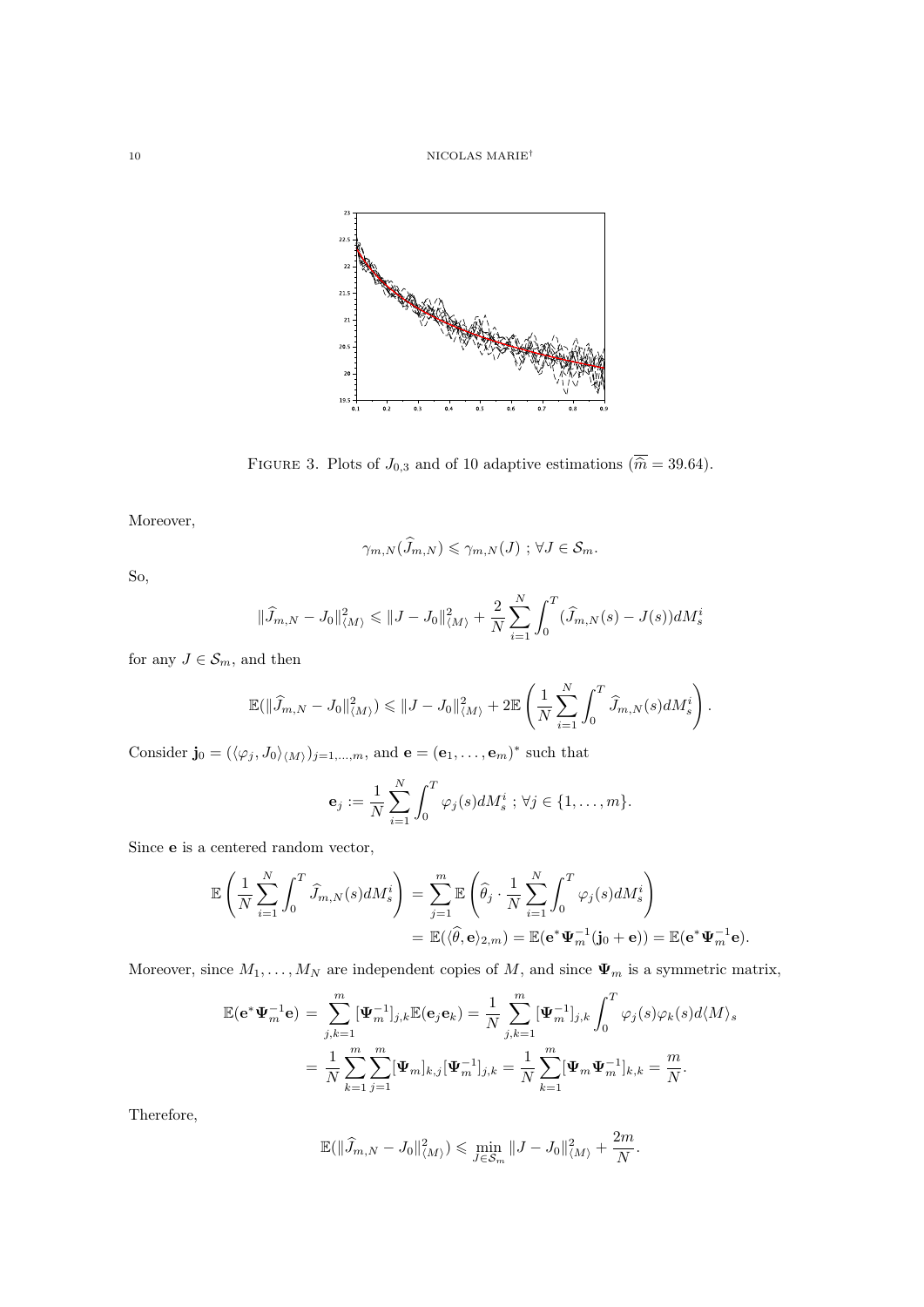FIGURE 3. Plots of $J_{0,3}$ and of 10 adaptive estimations ($\overline{\widehat{m}} = 39.64$).

Moreover,

$$\gamma_{m,N}(\widehat{J}_{m,N}) \leqslant \gamma_{m,N}(J) \ ; \ \forall J \in \mathcal{S}_m.$$

So,

$$\|\widehat{J}_{m,N} - J_0\|_{\langle M\rangle}^2 \leqslant \|J - J_0\|_{\langle M\rangle}^2 + \frac{2}{N}\sum_{i=1}^{N}\int_0^T (\widehat{J}_{m,N}(s) - J(s))dM_s^i$$

for any $J \in \mathcal{S}_m$, and then

$$\mathbb{E}(\|\widehat{J}_{m,N} - J_0\|_{\langle M\rangle}^2) \leqslant \|J - J_0\|_{\langle M\rangle}^2 + 2\mathbb{E}\left(\frac{1}{N}\sum_{i=1}^{N}\int_0^T \widehat{J}_{m,N}(s)dM_s^i\right).$$

Consider $\mathbf{j}_0 = (\langle\varphi_j, J_0\rangle_{\langle M\rangle})_{j=1,\dots,m}$, and $\mathbf{e} = (\mathbf{e}_1,\dots,\mathbf{e}_m)^*$ such that

$$\mathbf{e}_j := \frac{1}{N}\sum_{i=1}^{N}\int_0^T \varphi_j(s)dM_s^i \ ; \ \forall j \in \{1,\dots,m\}.$$

Since $\mathbf{e}$ is a centered random vector,

$$\begin{aligned}
\mathbb{E}\left(\frac{1}{N}\sum_{i=1}^{N}\int_0^T \widehat{J}_{m,N}(s)dM_s^i\right) &= \sum_{j=1}^{m}\mathbb{E}\left(\widehat{\theta}_j \cdot \frac{1}{N}\sum_{i=1}^{N}\int_0^T \varphi_j(s)dM_s^i\right)\\
&= \mathbb{E}(\langle\widehat{\theta}, \mathbf{e}\rangle_{2,m}) = \mathbb{E}(\mathbf{e}^*\mathbf{\Psi}_m^{-1}(\mathbf{j}_0 + \mathbf{e})) = \mathbb{E}(\mathbf{e}^*\mathbf{\Psi}_m^{-1}\mathbf{e}).
\end{aligned}$$

Moreover, since $M_1,\dots,M_N$ are independent copies of $M$, and since $\mathbf{\Psi}_m$ is a symmetric matrix,

$$\begin{aligned}
\mathbb{E}(\mathbf{e}^*\mathbf{\Psi}_m^{-1}\mathbf{e}) &= \sum_{j,k=1}^{m}[\mathbf{\Psi}_m^{-1}]_{j,k}\mathbb{E}(\mathbf{e}_j\mathbf{e}_k) = \frac{1}{N}\sum_{j,k=1}^{m}[\mathbf{\Psi}_m^{-1}]_{j,k}\int_0^T \varphi_j(s)\varphi_k(s)d\langle M\rangle_s\\
&= \frac{1}{N}\sum_{k=1}^{m}\sum_{j=1}^{m}[\mathbf{\Psi}_m]_{k,j}[\mathbf{\Psi}_m^{-1}]_{j,k} = \frac{1}{N}\sum_{k=1}^{m}[\mathbf{\Psi}_m\mathbf{\Psi}_m^{-1}]_{k,k} = \frac{m}{N}.
\end{aligned}$$

Therefore,

$$\mathbb{E}(\|\widehat{J}_{m,N} - J_0\|_{\langle M\rangle}^2) \leqslant \min_{J\in\mathcal{S}_m}\|J - J_0\|_{\langle M\rangle}^2 + \frac{2m}{N}.$$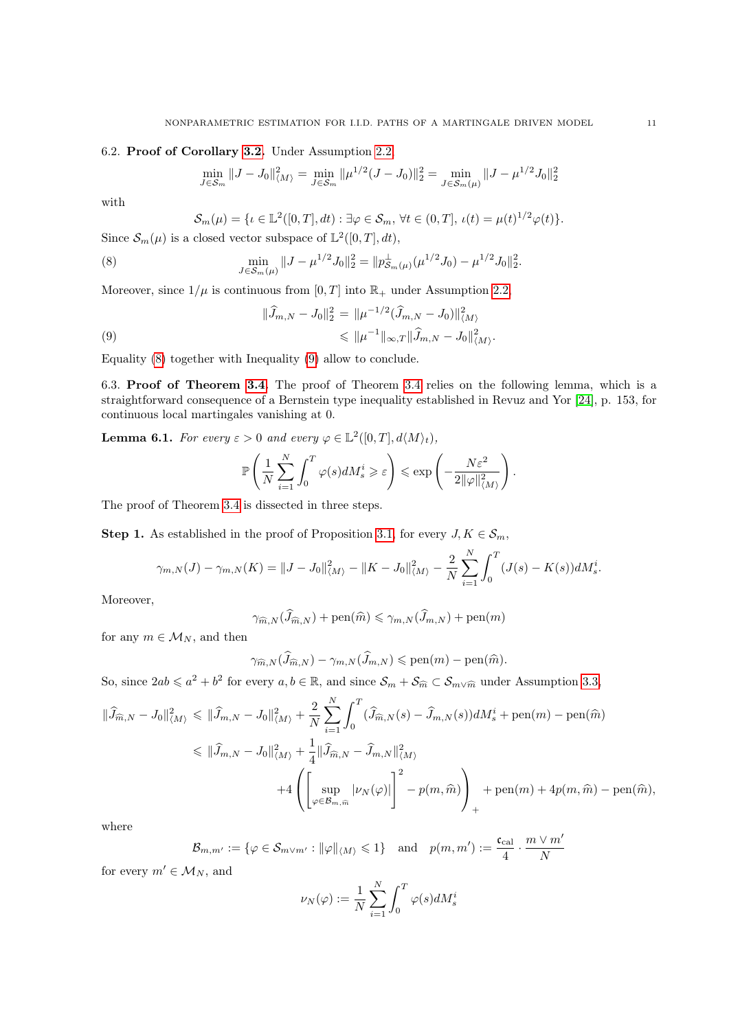6.2. **Proof of Corollary 3.2.** Under Assumption 2.2,

$$\min_{J\in\mathcal{S}_m}\|J-J_0\|_{\langle M\rangle}^2=\min_{J\in\mathcal{S}_m}\|\mu^{1/2}(J-J_0)\|_2^2=\min_{J\in\mathcal{S}_m(\mu)}\|J-\mu^{1/2}J_0\|_2^2$$

with

$$\mathcal{S}_m(\mu)=\{\iota\in\mathbb{L}^2([0,T],dt):\exists\varphi\in\mathcal{S}_m,\ \forall t\in(0,T],\ \iota(t)=\mu(t)^{1/2}\varphi(t)\}.$$

Since $\mathcal{S}_m(\mu)$ is a closed vector subspace of $\mathbb{L}^2([0,T],dt)$,

$$\min_{J\in\mathcal{S}_m(\mu)}\|J-\mu^{1/2}J_0\|_2^2=\|p_{\mathcal{S}_m(\mu)}^{\perp}(\mu^{1/2}J_0)-\mu^{1/2}J_0\|_2^2. \tag{8}$$

Moreover, since $1/\mu$ is continuous from $[0,T]$ into $\mathbb{R}_+$ under Assumption 2.2,

$$\begin{aligned}\|\widehat{J}_{m,N}-J_0\|_2^2&=\|\mu^{-1/2}(\widehat{J}_{m,N}-J_0)\|_{\langle M\rangle}^2\\&\leqslant\|\mu^{-1}\|_{\infty,T}\|\widehat{J}_{m,N}-J_0\|_{\langle M\rangle}^2.\end{aligned}\tag{9}$$

Equality (8) together with Inequality (9) allow to conclude.

6.3. **Proof of Theorem 3.4.** The proof of Theorem 3.4 relies on the following lemma, which is a straightforward consequence of a Bernstein type inequality established in Revuz and Yor [24], p. 153, for continuous local martingales vanishing at 0.

**Lemma 6.1.** *For every $\varepsilon>0$ and every $\varphi\in\mathbb{L}^2([0,T],d\langle M\rangle_t)$,*

$$\mathbb{P}\left(\frac{1}{N}\sum_{i=1}^N\int_0^T\varphi(s)dM_s^i\geqslant\varepsilon\right)\leqslant\exp\left(-\frac{N\varepsilon^2}{2\|\varphi\|_{\langle M\rangle}^2}\right).$$

The proof of Theorem 3.4 is dissected in three steps.

**Step 1.** As established in the proof of Proposition 3.1, for every $J,K\in\mathcal{S}_m$,

$$\gamma_{m,N}(J)-\gamma_{m,N}(K)=\|J-J_0\|_{\langle M\rangle}^2-\|K-J_0\|_{\langle M\rangle}^2-\frac{2}{N}\sum_{i=1}^N\int_0^T(J(s)-K(s))dM_s^i.$$

Moreover,

$$\gamma_{\widehat{m},N}(\widehat{J}_{\widehat{m},N})+\mathrm{pen}(\widehat{m})\leqslant\gamma_{m,N}(\widehat{J}_{m,N})+\mathrm{pen}(m)$$

for any $m\in\mathcal{M}_N$, and then

$$\gamma_{\widehat{m},N}(\widehat{J}_{\widehat{m},N})-\gamma_{m,N}(\widehat{J}_{m,N})\leqslant\mathrm{pen}(m)-\mathrm{pen}(\widehat{m}).$$

So, since $2ab\leqslant a^2+b^2$ for every $a,b\in\mathbb{R}$, and since $\mathcal{S}_m+\mathcal{S}_{\widehat{m}}\subset\mathcal{S}_{m\vee\widehat{m}}$ under Assumption 3.3,

$$\begin{aligned}\|\widehat{J}_{\widehat{m},N}-J_0\|_{\langle M\rangle}^2&\leqslant\|\widehat{J}_{m,N}-J_0\|_{\langle M\rangle}^2+\frac{2}{N}\sum_{i=1}^N\int_0^T(\widehat{J}_{\widehat{m},N}(s)-\widehat{J}_{m,N}(s))dM_s^i+\mathrm{pen}(m)-\mathrm{pen}(\widehat{m})\\&\leqslant\|\widehat{J}_{m,N}-J_0\|_{\langle M\rangle}^2+\frac{1}{4}\|\widehat{J}_{\widehat{m},N}-\widehat{J}_{m,N}\|_{\langle M\rangle}^2\\&\quad+4\left(\left[\sup_{\varphi\in\mathcal{B}_{m,\widehat{m}}}|\nu_N(\varphi)|\right]^2-p(m,\widehat{m})\right)_+ +\mathrm{pen}(m)+4p(m,\widehat{m})-\mathrm{pen}(\widehat{m}),\end{aligned}$$

where

$$\mathcal{B}_{m,m'}:=\{\varphi\in\mathcal{S}_{m\vee m'}:\|\varphi\|_{\langle M\rangle}\leqslant 1\}\quad\text{and}\quad p(m,m'):=\frac{\mathfrak{c}_{\mathrm{cal}}}{4}\cdot\frac{m\vee m'}{N}$$

for every $m'\in\mathcal{M}_N$, and

$$\nu_N(\varphi):=\frac{1}{N}\sum_{i=1}^N\int_0^T\varphi(s)dM_s^i$$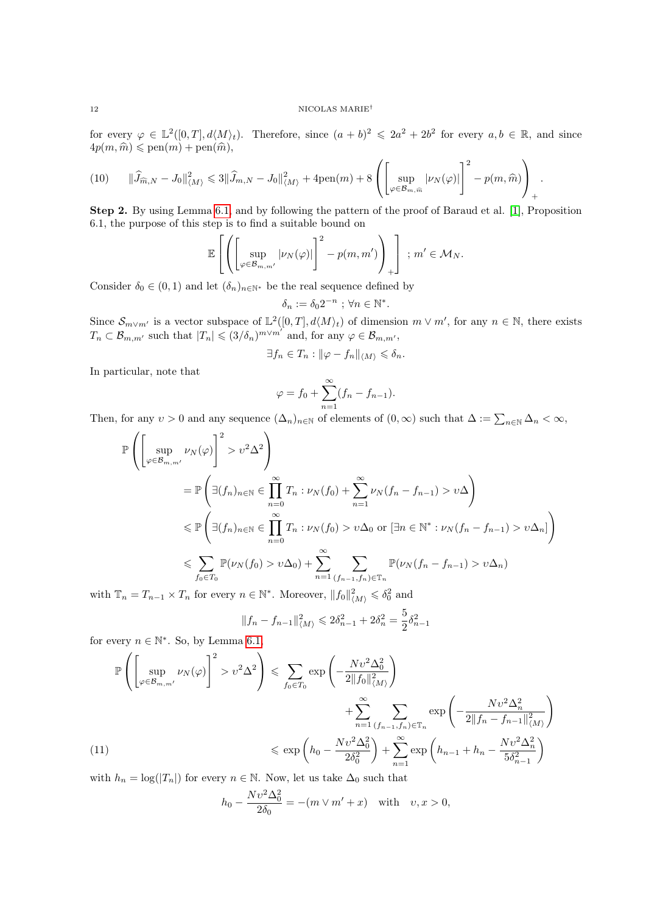for every $\varphi \in \mathbb{L}^2([0,T], d\langle M\rangle_t)$. Therefore, since $(a+b)^2 \leqslant 2a^2 + 2b^2$ for every $a, b \in \mathbb{R}$, and since $4p(m, \widehat{m}) \leqslant \text{pen}(m) + \text{pen}(\widehat{m})$,

$$
(10) \qquad \|\widehat{J}_{\widehat{m},N} - J_0\|_{\langle M\rangle}^2 \leqslant 3\|\widehat{J}_{m,N} - J_0\|_{\langle M\rangle}^2 + 4\text{pen}(m) + 8\left(\left[\sup_{\varphi \in \mathcal{B}_{m,\widehat{m}}} |\nu_N(\varphi)|\right]^2 - p(m,\widehat{m})\right)_+.
$$

**Step 2.** By using Lemma 6.1, and by following the pattern of the proof of Baraud et al. [1], Proposition 6.1, the purpose of this step is to find a suitable bound on

$$
\mathbb{E}\left[\left(\left[\sup_{\varphi \in \mathcal{B}_{m,m'}} |\nu_N(\varphi)|\right]^2 - p(m,m')\right)_+\right] \; ; \; m' \in \mathcal{M}_N.
$$

Consider $\delta_0 \in (0,1)$ and let $(\delta_n)_{n\in\mathbb{N}^*}$ be the real sequence defined by

$$
\delta_n := \delta_0 2^{-n} \; ; \; \forall n \in \mathbb{N}^*.
$$

Since $\mathcal{S}_{m\vee m'}$ is a vector subspace of $\mathbb{L}^2([0,T], d\langle M\rangle_t)$ of dimension $m \vee m'$, for any $n \in \mathbb{N}$, there exists $T_n \subset \mathcal{B}_{m,m'}$ such that $|T_n| \leqslant (3/\delta_n)^{m\vee m'}$ and, for any $\varphi \in \mathcal{B}_{m,m'}$,

$$
\exists f_n \in T_n : \|\varphi - f_n\|_{\langle M\rangle} \leqslant \delta_n.
$$

In particular, note that

$$
\varphi = f_0 + \sum_{n=1}^{\infty}(f_n - f_{n-1}).
$$

Then, for any $\upsilon > 0$ and any sequence $(\Delta_n)_{n\in\mathbb{N}}$ of elements of $(0,\infty)$ such that $\Delta := \sum_{n\in\mathbb{N}} \Delta_n < \infty$,

$$
\begin{aligned}
\mathbb{P}&\left(\left[\sup_{\varphi \in \mathcal{B}_{m,m'}} \nu_N(\varphi)\right]^2 > \upsilon^2\Delta^2\right) \\
&= \mathbb{P}\left(\exists (f_n)_{n\in\mathbb{N}} \in \prod_{n=0}^{\infty} T_n : \nu_N(f_0) + \sum_{n=1}^{\infty} \nu_N(f_n - f_{n-1}) > \upsilon\Delta\right) \\
&\leqslant \mathbb{P}\left(\exists (f_n)_{n\in\mathbb{N}} \in \prod_{n=0}^{\infty} T_n : \nu_N(f_0) > \upsilon\Delta_0 \text{ or } [\exists n \in \mathbb{N}^* : \nu_N(f_n - f_{n-1}) > \upsilon\Delta_n]\right) \\
&\leqslant \sum_{f_0 \in T_0} \mathbb{P}(\nu_N(f_0) > \upsilon\Delta_0) + \sum_{n=1}^{\infty} \sum_{(f_{n-1},f_n)\in\mathbb{T}_n} \mathbb{P}(\nu_N(f_n - f_{n-1}) > \upsilon\Delta_n)
\end{aligned}
$$

with $\mathbb{T}_n = T_{n-1} \times T_n$ for every $n \in \mathbb{N}^*$. Moreover, $\|f_0\|_{\langle M\rangle}^2 \leqslant \delta_0^2$ and

$$
\|f_n - f_{n-1}\|_{\langle M\rangle}^2 \leqslant 2\delta_{n-1}^2 + 2\delta_n^2 = \frac{5}{2}\delta_{n-1}^2
$$

for every $n \in \mathbb{N}^*$. So, by Lemma 6.1,

$$
\begin{aligned}
\mathbb{P}\left(\left[\sup_{\varphi \in \mathcal{B}_{m,m'}} \nu_N(\varphi)\right]^2 > \upsilon^2\Delta^2\right) &\leqslant \sum_{f_0\in T_0} \exp\left(-\frac{N\upsilon^2\Delta_0^2}{2\|f_0\|_{\langle M\rangle}^2}\right) \\
&\quad + \sum_{n=1}^{\infty} \sum_{(f_{n-1},f_n)\in\mathbb{T}_n} \exp\left(-\frac{N\upsilon^2\Delta_n^2}{2\|f_n - f_{n-1}\|_{\langle M\rangle}^2}\right) \\
(11) \qquad &\leqslant \exp\left(h_0 - \frac{N\upsilon^2\Delta_0^2}{2\delta_0^2}\right) + \sum_{n=1}^{\infty} \exp\left(h_{n-1} + h_n - \frac{N\upsilon^2\Delta_n^2}{5\delta_{n-1}^2}\right)
\end{aligned}
$$

with $h_n = \log(|T_n|)$ for every $n \in \mathbb{N}$. Now, let us take $\Delta_0$ such that

$$
h_0 - \frac{N\upsilon^2\Delta_0^2}{2\delta_0} = -(m \vee m' + x) \quad \text{with} \quad \upsilon, x > 0,
$$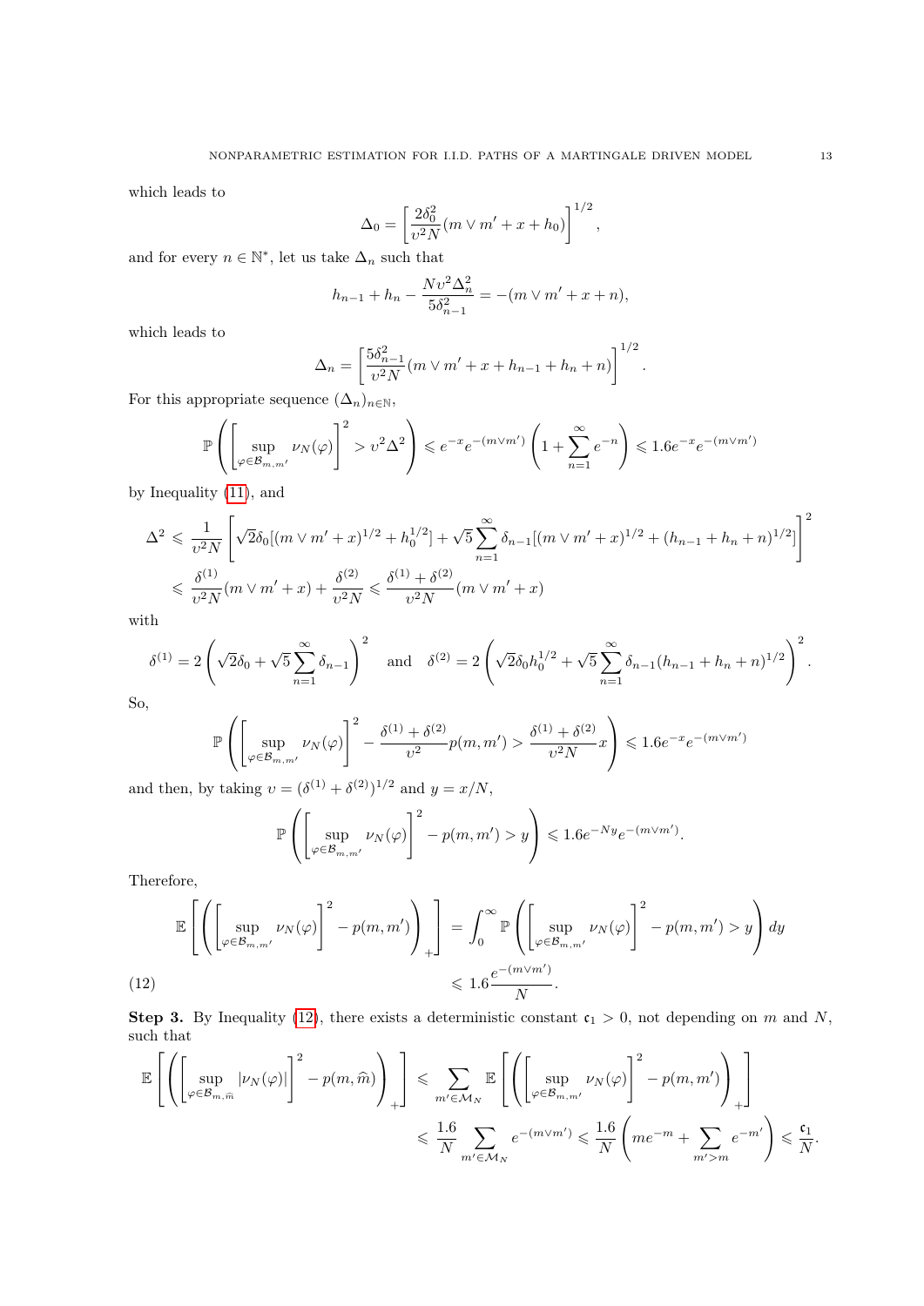which leads to

$$\Delta_0 = \left[\frac{2\delta_0^2}{\upsilon^2 N}(m \vee m' + x + h_0)\right]^{1/2},$$

and for every $n \in \mathbb{N}^*$, let us take $\Delta_n$ such that

$$h_{n-1} + h_n - \frac{N\upsilon^2\Delta_n^2}{5\delta_{n-1}^2} = -(m \vee m' + x + n),$$

which leads to

$$\Delta_n = \left[\frac{5\delta_{n-1}^2}{\upsilon^2 N}(m \vee m' + x + h_{n-1} + h_n + n)\right]^{1/2}.$$

For this appropriate sequence $(\Delta_n)_{n\in\mathbb{N}}$,

$$\mathbb{P}\left(\left[\sup_{\varphi\in\mathcal{B}_{m,m'}} \nu_N(\varphi)\right]^2 > \upsilon^2\Delta^2\right) \leqslant e^{-x}e^{-(m\vee m')}\left(1 + \sum_{n=1}^{\infty} e^{-n}\right) \leqslant 1.6 e^{-x}e^{-(m\vee m')}$$

by Inequality (11), and

$$\begin{aligned}
\Delta^2 &\leqslant \frac{1}{\upsilon^2 N}\left[\sqrt{2}\delta_0[(m\vee m' + x)^{1/2} + h_0^{1/2}] + \sqrt{5}\sum_{n=1}^{\infty}\delta_{n-1}[(m\vee m' + x)^{1/2} + (h_{n-1} + h_n + n)^{1/2}]\right]^2 \\
&\leqslant \frac{\delta^{(1)}}{\upsilon^2 N}(m\vee m' + x) + \frac{\delta^{(2)}}{\upsilon^2 N} \leqslant \frac{\delta^{(1)} + \delta^{(2)}}{\upsilon^2 N}(m \vee m' + x)
\end{aligned}$$

with

$$\delta^{(1)} = 2\left(\sqrt{2}\delta_0 + \sqrt{5}\sum_{n=1}^{\infty}\delta_{n-1}\right)^2 \quad \text{and} \quad \delta^{(2)} = 2\left(\sqrt{2}\delta_0 h_0^{1/2} + \sqrt{5}\sum_{n=1}^{\infty}\delta_{n-1}(h_{n-1} + h_n + n)^{1/2}\right)^2.$$

So,

$$\mathbb{P}\left(\left[\sup_{\varphi\in\mathcal{B}_{m,m'}} \nu_N(\varphi)\right]^2 - \frac{\delta^{(1)} + \delta^{(2)}}{\upsilon^2}p(m,m') > \frac{\delta^{(1)} + \delta^{(2)}}{\upsilon^2 N}x\right) \leqslant 1.6 e^{-x}e^{-(m\vee m')}$$

and then, by taking $\upsilon = (\delta^{(1)} + \delta^{(2)})^{1/2}$ and $y = x/N$,

$$\mathbb{P}\left(\left[\sup_{\varphi\in\mathcal{B}_{m,m'}} \nu_N(\varphi)\right]^2 - p(m,m') > y\right) \leqslant 1.6 e^{-Ny}e^{-(m\vee m')}.$$

Therefore,

$$\begin{aligned}
\mathbb{E}\left[\left(\left[\sup_{\varphi\in\mathcal{B}_{m,m'}} \nu_N(\varphi)\right]^2 - p(m,m')\right)_+\right] &= \int_0^{\infty}\mathbb{P}\left(\left[\sup_{\varphi\in\mathcal{B}_{m,m'}} \nu_N(\varphi)\right]^2 - p(m,m') > y\right)dy \\
&\leqslant 1.6\frac{e^{-(m\vee m')}}{N}. \qquad (12)
\end{aligned}$$

**Step 3.** By Inequality (12), there exists a deterministic constant $\mathfrak{c}_1 > 0$, not depending on $m$ and $N$, such that

$$\begin{aligned}
\mathbb{E}\left[\left(\left[\sup_{\varphi\in\mathcal{B}_{m,\widehat{m}}} |\nu_N(\varphi)|\right]^2 - p(m,\widehat{m})\right)_+\right] &\leqslant \sum_{m'\in\mathcal{M}_N}\mathbb{E}\left[\left(\left[\sup_{\varphi\in\mathcal{B}_{m,m'}} \nu_N(\varphi)\right]^2 - p(m,m')\right)_+\right] \\
&\leqslant \frac{1.6}{N}\sum_{m'\in\mathcal{M}_N} e^{-(m\vee m')} \leqslant \frac{1.6}{N}\left(me^{-m} + \sum_{m'>m} e^{-m'}\right) \leqslant \frac{\mathfrak{c}_1}{N}.
\end{aligned}$$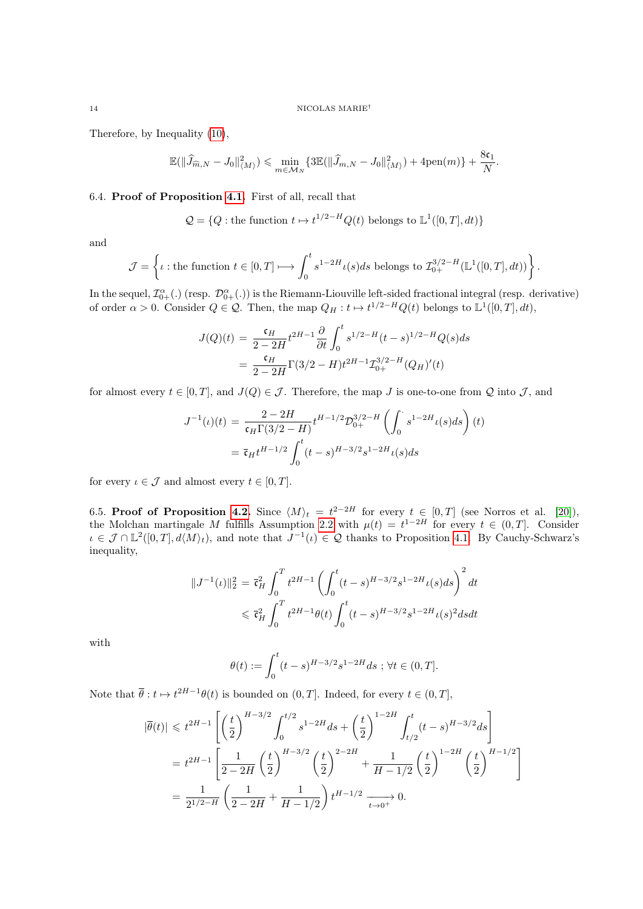Therefore, by Inequality (10),

$$\mathbb{E}(\|\widehat{J}_{\widehat{m},N} - J_0\|_{\langle M\rangle}^2) \leqslant \min_{m\in\mathcal{M}_N}\{3\mathbb{E}(\|\widehat{J}_{m,N} - J_0\|_{\langle M\rangle}^2) + 4\text{pen}(m)\} + \frac{8\mathfrak{c}_1}{N}.$$

6.4. **Proof of Proposition 4.1.** First of all, recall that

$$\mathcal{Q} = \{Q : \text{the function } t \mapsto t^{1/2-H}Q(t) \text{ belongs to } \mathbb{L}^1([0,T],dt)\}$$

and

$$\mathcal{J} = \left\{\iota : \text{the function } t\in[0,T] \longmapsto \int_0^t s^{1-2H}\iota(s)ds \text{ belongs to } \mathcal{I}_{0+}^{3/2-H}(\mathbb{L}^1([0,T],dt))\right\}.$$

In the sequel, $\mathcal{I}_{0+}^{\alpha}(.)$ (resp. $\mathcal{D}_{0+}^{\alpha}(.)$) is the Riemann-Liouville left-sided fractional integral (resp. derivative) of order $\alpha > 0$. Consider $Q\in\mathcal{Q}$. Then, the map $Q_H : t\mapsto t^{1/2-H}Q(t)$ belongs to $\mathbb{L}^1([0,T],dt)$,

$$\begin{aligned}
J(Q)(t) &= \frac{\mathfrak{c}_H}{2-2H}t^{2H-1}\frac{\partial}{\partial t}\int_0^t s^{1/2-H}(t-s)^{1/2-H}Q(s)ds\\
&= \frac{\mathfrak{c}_H}{2-2H}\Gamma(3/2-H)t^{2H-1}\mathcal{I}_{0+}^{3/2-H}(Q_H)'(t)
\end{aligned}$$

for almost every $t\in[0,T]$, and $J(Q)\in\mathcal{J}$. Therefore, the map $J$ is one-to-one from $\mathcal{Q}$ into $\mathcal{J}$, and

$$\begin{aligned}
J^{-1}(\iota)(t) &= \frac{2-2H}{\mathfrak{c}_H\Gamma(3/2-H)}t^{H-1/2}\mathcal{D}_{0+}^{3/2-H}\left(\int_0^{\cdot} s^{1-2H}\iota(s)ds\right)(t)\\
&= \overline{\mathfrak{c}}_H t^{H-1/2}\int_0^t (t-s)^{H-3/2}s^{1-2H}\iota(s)ds
\end{aligned}$$

for every $\iota\in\mathcal{J}$ and almost every $t\in[0,T]$.

6.5. **Proof of Proposition 4.2.** Since $\langle M\rangle_t = t^{2-2H}$ for every $t\in[0,T]$ (see Norros et al. [20]), the Molchan martingale $M$ fulfills Assumption 2.2 with $\mu(t) = t^{1-2H}$ for every $t\in(0,T]$. Consider $\iota\in\mathcal{J}\cap\mathbb{L}^2([0,T],d\langle M\rangle_t)$, and note that $J^{-1}(\iota)\in\mathcal{Q}$ thanks to Proposition 4.1. By Cauchy-Schwarz's inequality,

$$\begin{aligned}
\|J^{-1}(\iota)\|_2^2 &= \overline{\mathfrak{c}}_H^2\int_0^T t^{2H-1}\left(\int_0^t (t-s)^{H-3/2}s^{1-2H}\iota(s)ds\right)^2 dt\\
&\leqslant \overline{\mathfrak{c}}_H^2\int_0^T t^{2H-1}\theta(t)\int_0^t (t-s)^{H-3/2}s^{1-2H}\iota(s)^2 dsdt
\end{aligned}$$

with

$$\theta(t) := \int_0^t (t-s)^{H-3/2}s^{1-2H}ds\ ;\ \forall t\in(0,T].$$

Note that $\overline{\theta} : t\mapsto t^{2H-1}\theta(t)$ is bounded on $(0,T]$. Indeed, for every $t\in(0,T]$,

$$\begin{aligned}
|\overline{\theta}(t)| &\leqslant t^{2H-1}\left[\left(\frac{t}{2}\right)^{H-3/2}\int_0^{t/2}s^{1-2H}ds + \left(\frac{t}{2}\right)^{1-2H}\int_{t/2}^t (t-s)^{H-3/2}ds\right]\\
&= t^{2H-1}\left[\frac{1}{2-2H}\left(\frac{t}{2}\right)^{H-3/2}\left(\frac{t}{2}\right)^{2-2H} + \frac{1}{H-1/2}\left(\frac{t}{2}\right)^{1-2H}\left(\frac{t}{2}\right)^{H-1/2}\right]\\
&= \frac{1}{2^{1/2-H}}\left(\frac{1}{2-2H} + \frac{1}{H-1/2}\right)t^{H-1/2}\xrightarrow[t\to 0^+]{} 0.
\end{aligned}$$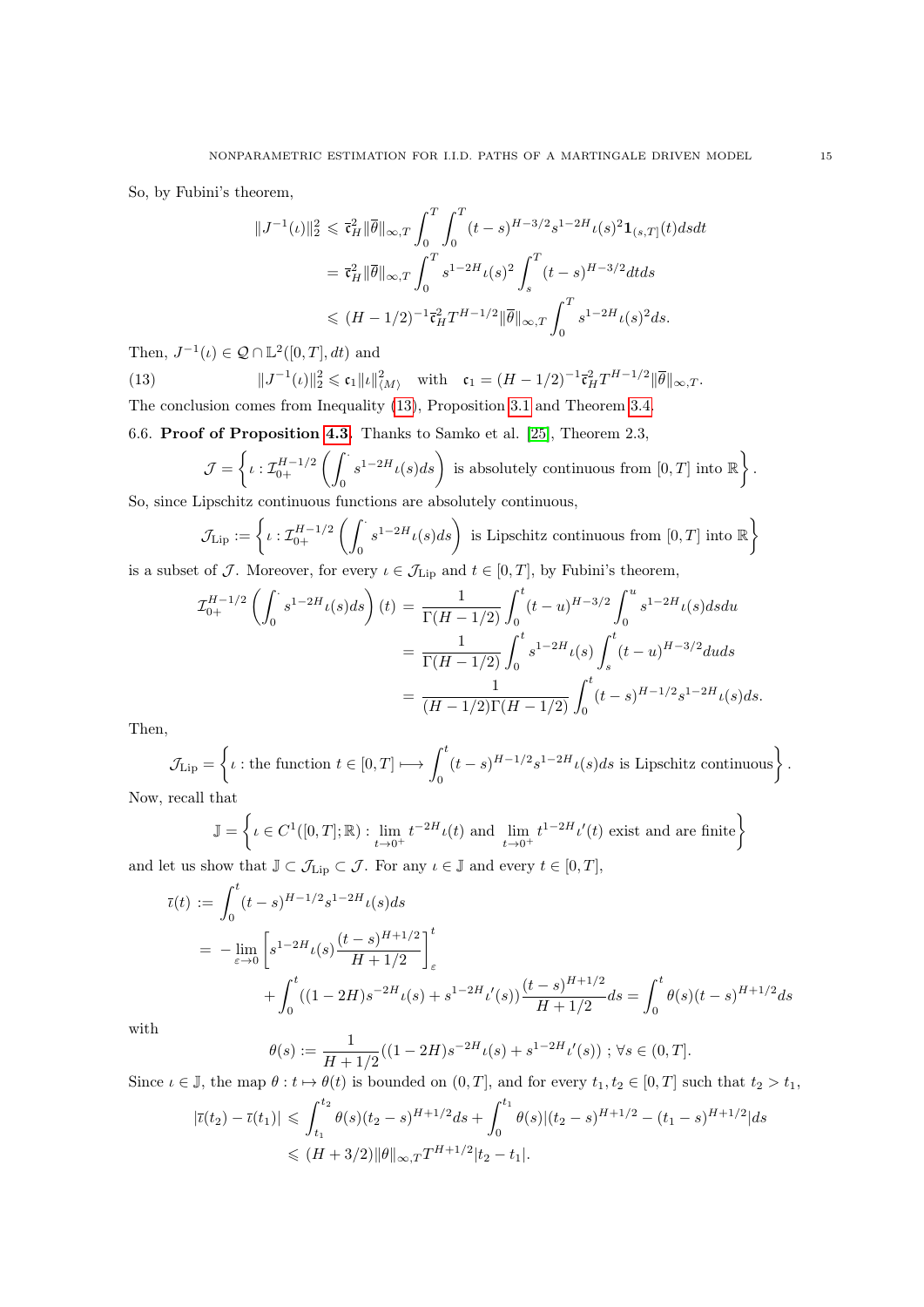So, by Fubini's theorem,

$$\begin{aligned}
\|J^{-1}(\iota)\|_2^2 &\leqslant \overline{\mathfrak{c}}_H^2 \|\overline{\theta}\|_{\infty,T} \int_0^T \int_0^T (t-s)^{H-3/2} s^{1-2H} \iota(s)^2 \mathbf{1}_{(s,T]}(t) ds dt \\
&= \overline{\mathfrak{c}}_H^2 \|\overline{\theta}\|_{\infty,T} \int_0^T s^{1-2H} \iota(s)^2 \int_s^T (t-s)^{H-3/2} dt ds \\
&\leqslant (H-1/2)^{-1} \overline{\mathfrak{c}}_H^2 T^{H-1/2} \|\overline{\theta}\|_{\infty,T} \int_0^T s^{1-2H} \iota(s)^2 ds.
\end{aligned}$$

Then, $J^{-1}(\iota) \in \mathcal{Q} \cap \mathbb{L}^2([0,T], dt)$ and

$$\|J^{-1}(\iota)\|_2^2 \leqslant \mathfrak{c}_1 \|\iota\|_{\langle M \rangle}^2 \quad \text{with} \quad \mathfrak{c}_1 = (H-1/2)^{-1} \overline{\mathfrak{c}}_H^2 T^{H-1/2} \|\overline{\theta}\|_{\infty,T}. \tag{13}$$

The conclusion comes from Inequality (13), Proposition 3.1 and Theorem 3.4.

6.6. **Proof of Proposition 4.3.** Thanks to Samko et al. [25], Theorem 2.3,

$$\mathcal{J} = \left\{ \iota : \mathcal{I}_{0+}^{H-1/2} \left( \int_0^{\cdot} s^{1-2H} \iota(s) ds \right) \text{ is absolutely continuous from } [0,T] \text{ into } \mathbb{R} \right\}.$$

So, since Lipschitz continuous functions are absolutely continuous,

$$\mathcal{J}_{\text{Lip}} := \left\{ \iota : \mathcal{I}_{0+}^{H-1/2} \left( \int_0^{\cdot} s^{1-2H} \iota(s) ds \right) \text{ is Lipschitz continuous from } [0,T] \text{ into } \mathbb{R} \right\}$$

is a subset of $\mathcal{J}$. Moreover, for every $\iota \in \mathcal{J}_{\text{Lip}}$ and $t \in [0,T]$, by Fubini's theorem,

$$\begin{aligned}
\mathcal{I}_{0+}^{H-1/2} \left( \int_0^{\cdot} s^{1-2H} \iota(s) ds \right)(t) &= \frac{1}{\Gamma(H-1/2)} \int_0^t (t-u)^{H-3/2} \int_0^u s^{1-2H} \iota(s) ds du \\
&= \frac{1}{\Gamma(H-1/2)} \int_0^t s^{1-2H} \iota(s) \int_s^t (t-u)^{H-3/2} du ds \\
&= \frac{1}{(H-1/2)\Gamma(H-1/2)} \int_0^t (t-s)^{H-1/2} s^{1-2H} \iota(s) ds.
\end{aligned}$$

Then,

$$\mathcal{J}_{\text{Lip}} = \left\{ \iota : \text{the function } t \in [0,T] \longmapsto \int_0^t (t-s)^{H-1/2} s^{1-2H} \iota(s) ds \text{ is Lipschitz continuous} \right\}.$$

Now, recall that

$$\mathbb{J} = \left\{ \iota \in C^1([0,T];\mathbb{R}) : \lim_{t \to 0^+} t^{-2H} \iota(t) \text{ and } \lim_{t \to 0^+} t^{1-2H} \iota'(t) \text{ exist and are finite} \right\}$$

and let us show that $\mathbb{J} \subset \mathcal{J}_{\text{Lip}} \subset \mathcal{J}$. For any $\iota \in \mathbb{J}$ and every $t \in [0,T]$,

$$\begin{aligned}
\overline{\iota}(t) &:= \int_0^t (t-s)^{H-1/2} s^{1-2H} \iota(s) ds \\
&= -\lim_{\varepsilon \to 0} \left[ s^{1-2H} \iota(s) \frac{(t-s)^{H+1/2}}{H+1/2} \right]_\varepsilon^t \\
&\quad + \int_0^t ((1-2H) s^{-2H} \iota(s) + s^{1-2H} \iota'(s)) \frac{(t-s)^{H+1/2}}{H+1/2} ds = \int_0^t \theta(s) (t-s)^{H+1/2} ds
\end{aligned}$$

with

$$\theta(s) := \frac{1}{H+1/2} ((1-2H) s^{-2H} \iota(s) + s^{1-2H} \iota'(s)) \; ; \; \forall s \in (0,T].$$

Since $\iota \in \mathbb{J}$, the map $\theta : t \mapsto \theta(t)$ is bounded on $(0,T]$, and for every $t_1, t_2 \in [0,T]$ such that $t_2 > t_1$,

$$\begin{aligned}
|\overline{\iota}(t_2) - \overline{\iota}(t_1)| &\leqslant \int_{t_1}^{t_2} \theta(s) (t_2 - s)^{H+1/2} ds + \int_0^{t_1} \theta(s) |(t_2 - s)^{H+1/2} - (t_1 - s)^{H+1/2}| ds \\
&\leqslant (H+3/2) \|\theta\|_{\infty,T} T^{H+1/2} |t_2 - t_1|.
\end{aligned}$$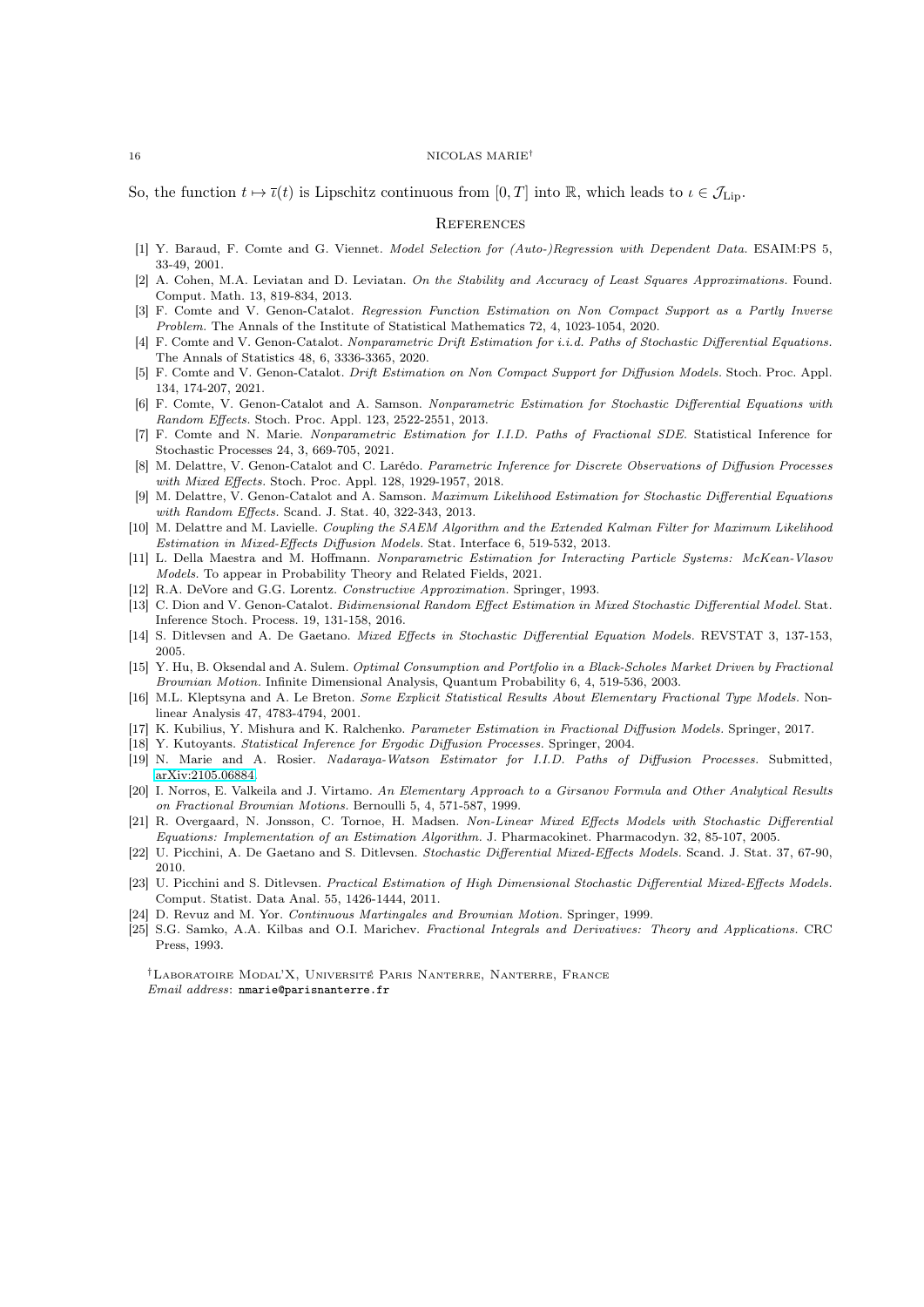So, the function $t \mapsto \overline{\iota}(t)$ is Lipschitz continuous from $[0, T]$ into $\mathbb{R}$, which leads to $\iota \in \mathcal{J}_{\rm Lip}$.

## References

[1] Y. Baraud, F. Comte and G. Viennet. *Model Selection for (Auto-)Regression with Dependent Data.* ESAIM:PS 5, 33-49, 2001.

[2] A. Cohen, M.A. Leviatan and D. Leviatan. *On the Stability and Accuracy of Least Squares Approximations.* Found. Comput. Math. 13, 819-834, 2013.

[3] F. Comte and V. Genon-Catalot. *Regression Function Estimation on Non Compact Support as a Partly Inverse Problem.* The Annals of the Institute of Statistical Mathematics 72, 4, 1023-1054, 2020.

[4] F. Comte and V. Genon-Catalot. *Nonparametric Drift Estimation for i.i.d. Paths of Stochastic Differential Equations.* The Annals of Statistics 48, 6, 3336-3365, 2020.

[5] F. Comte and V. Genon-Catalot. *Drift Estimation on Non Compact Support for Diffusion Models.* Stoch. Proc. Appl. 134, 174-207, 2021.

[6] F. Comte, V. Genon-Catalot and A. Samson. *Nonparametric Estimation for Stochastic Differential Equations with Random Effects.* Stoch. Proc. Appl. 123, 2522-2551, 2013.

[7] F. Comte and N. Marie. *Nonparametric Estimation for I.I.D. Paths of Fractional SDE.* Statistical Inference for Stochastic Processes 24, 3, 669-705, 2021.

[8] M. Delattre, V. Genon-Catalot and C. Larédo. *Parametric Inference for Discrete Observations of Diffusion Processes with Mixed Effects.* Stoch. Proc. Appl. 128, 1929-1957, 2018.

[9] M. Delattre, V. Genon-Catalot and A. Samson. *Maximum Likelihood Estimation for Stochastic Differential Equations with Random Effects.* Scand. J. Stat. 40, 322-343, 2013.

[10] M. Delattre and M. Lavielle. *Coupling the SAEM Algorithm and the Extended Kalman Filter for Maximum Likelihood Estimation in Mixed-Effects Diffusion Models.* Stat. Interface 6, 519-532, 2013.

[11] L. Della Maestra and M. Hoffmann. *Nonparametric Estimation for Interacting Particle Systems: McKean-Vlasov Models.* To appear in Probability Theory and Related Fields, 2021.

[12] R.A. DeVore and G.G. Lorentz. *Constructive Approximation.* Springer, 1993.

[13] C. Dion and V. Genon-Catalot. *Bidimensional Random Effect Estimation in Mixed Stochastic Differential Model.* Stat. Inference Stoch. Process. 19, 131-158, 2016.

[14] S. Ditlevsen and A. De Gaetano. *Mixed Effects in Stochastic Differential Equation Models.* REVSTAT 3, 137-153, 2005.

[15] Y. Hu, B. Oksendal and A. Sulem. *Optimal Consumption and Portfolio in a Black-Scholes Market Driven by Fractional Brownian Motion.* Infinite Dimensional Analysis, Quantum Probability 6, 4, 519-536, 2003.

[16] M.L. Kleptsyna and A. Le Breton. *Some Explicit Statistical Results About Elementary Fractional Type Models.* Nonlinear Analysis 47, 4783-4794, 2001.

[17] K. Kubilius, Y. Mishura and K. Ralchenko. *Parameter Estimation in Fractional Diffusion Models.* Springer, 2017.

[18] Y. Kutoyants. *Statistical Inference for Ergodic Diffusion Processes.* Springer, 2004.

[19] N. Marie and A. Rosier. *Nadaraya-Watson Estimator for I.I.D. Paths of Diffusion Processes.* Submitted, arXiv:2105.06884.

[20] I. Norros, E. Valkeila and J. Virtamo. *An Elementary Approach to a Girsanov Formula and Other Analytical Results on Fractional Brownian Motions.* Bernoulli 5, 4, 571-587, 1999.

[21] R. Overgaard, N. Jonsson, C. Tornoe, H. Madsen. *Non-Linear Mixed Effects Models with Stochastic Differential Equations: Implementation of an Estimation Algorithm.* J. Pharmacokinet. Pharmacodyn. 32, 85-107, 2005.

[22] U. Picchini, A. De Gaetano and S. Ditlevsen. *Stochastic Differential Mixed-Effects Models.* Scand. J. Stat. 37, 67-90, 2010.

[23] U. Picchini and S. Ditlevsen. *Practical Estimation of High Dimensional Stochastic Differential Mixed-Effects Models.* Comput. Statist. Data Anal. 55, 1426-1444, 2011.

[24] D. Revuz and M. Yor. *Continuous Martingales and Brownian Motion.* Springer, 1999.

[25] S.G. Samko, A.A. Kilbas and O.I. Marichev. *Fractional Integrals and Derivatives: Theory and Applications.* CRC Press, 1993.

†Laboratoire Modal'X, Université Paris Nanterre, Nanterre, France
*Email address*: nmarie@parisnanterre.fr